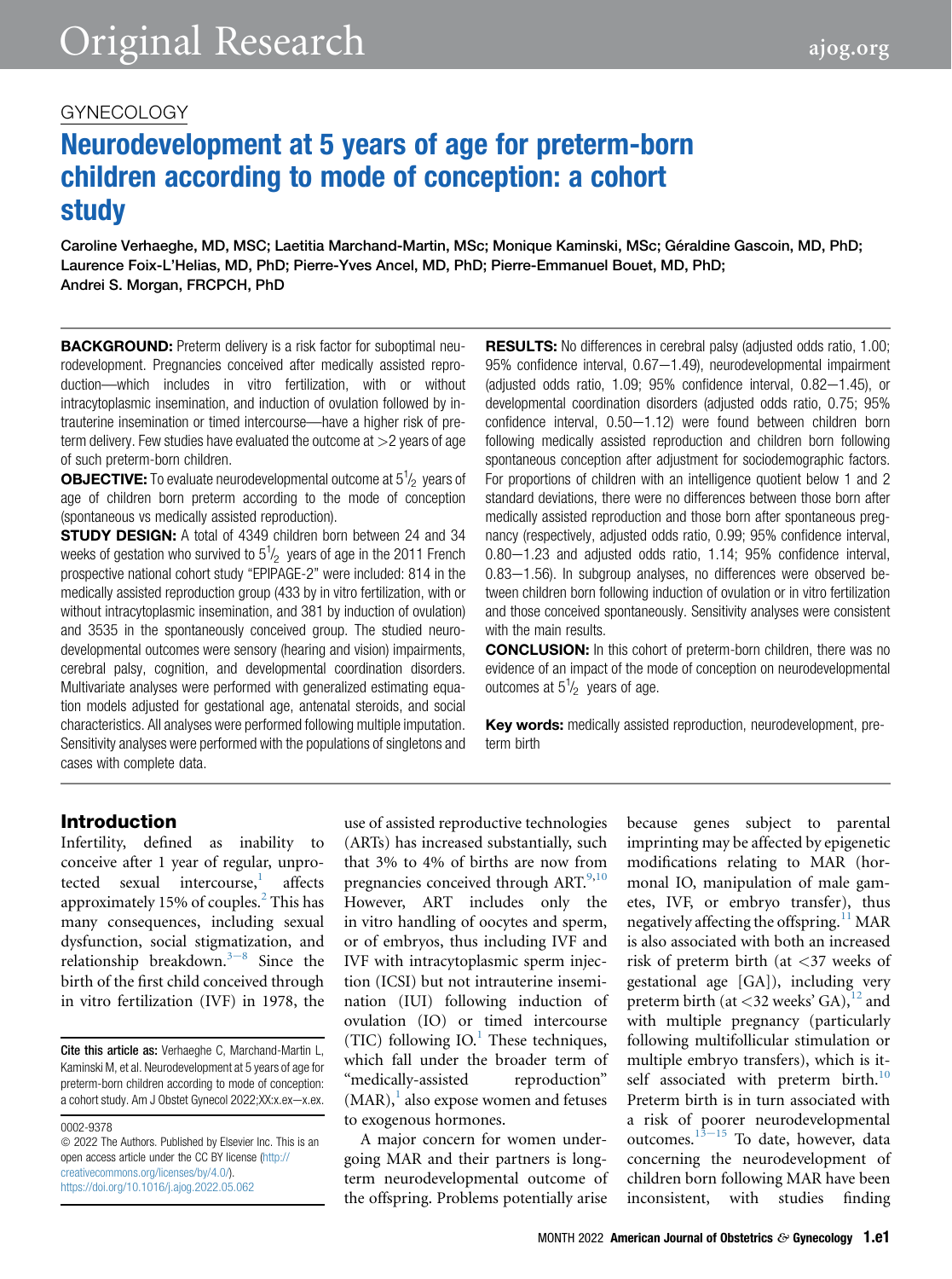GYNECOLOGY

# Neurodevelopment at 5 years of age for preterm-born children according to mode of conception: a cohort study

Caroline Verhaeghe, MD, MSC; Laetitia Marchand-Martin, MSc; Monique Kaminski, MSc; Géraldine Gascoin, MD, PhD; Laurence Foix-L'Helias, MD, PhD; Pierre-Yves Ancel, MD, PhD; Pierre-Emmanuel Bouet, MD, PhD; Andrei S. Morgan, FRCPCH, PhD

**BACKGROUND:** Preterm delivery is a risk factor for suboptimal neurodevelopment. Pregnancies conceived after medically assisted reproduction—which includes in vitro fertilization, with or without intracytoplasmic insemination, and induction of ovulation followed by intrauterine insemination or timed intercourse—have a higher risk of preterm delivery. Few studies have evaluated the outcome at >2 years of age of such preterm-born children.

**OBJECTIVE:** To evaluate neurodevelopmental outcome at $5\frac{1}{2}$ years of age of children born preterm according to the mode of conception (spontaneous vs medically assisted reproduction).

**STUDY DESIGN:** A total of 4349 children born between 24 and 34 weeks of gestation who survived to $5\frac{1}{2}$ years of age in the 2011 French prospective national cohort study "EPIPAGE-2" were included: 814 in the medically assisted reproduction group (433 by in vitro fertilization, with or without intracytoplasmic insemination, and 381 by induction of ovulation) and 3535 in the spontaneously conceived group. The studied neurodevelopmental outcomes were sensory (hearing and vision) impairments, cerebral palsy, cognition, and developmental coordination disorders. Multivariate analyses were performed with generalized estimating equation models adjusted for gestational age, antenatal steroids, and social characteristics. All analyses were performed following multiple imputation. Sensitivity analyses were performed with the populations of singletons and cases with complete data.

**RESULTS:** No differences in cerebral palsy (adjusted odds ratio, 1.00; 95% confidence interval, 0.67−1.49), neurodevelopmental impairment (adjusted odds ratio, 1.09; 95% confidence interval, 0.82−1.45), or developmental coordination disorders (adjusted odds ratio, 0.75; 95% confidence interval, 0.50−1.12) were found between children born following medically assisted reproduction and children born following spontaneous conception after adjustment for sociodemographic factors. For proportions of children with an intelligence quotient below 1 and 2 standard deviations, there were no differences between those born after medically assisted reproduction and those born after spontaneous pregnancy (respectively, adjusted odds ratio, 0.99; 95% confidence interval, 0.80−1.23 and adjusted odds ratio, 1.14; 95% confidence interval, 0.83−1.56). In subgroup analyses, no differences were observed between children born following induction of ovulation or in vitro fertilization and those conceived spontaneously. Sensitivity analyses were consistent with the main results.

**CONCLUSION:** In this cohort of preterm-born children, there was no evidence of an impact of the mode of conception on neurodevelopmental outcomes at $5\frac{1}{2}$ years of age.

**Key words:** medically assisted reproduction, neurodevelopment, preterm birth

## Introduction

Infertility, defined as inability to conceive after 1 year of regular, unprotected sexual intercourse,[1] affects approximately 15% of couples.[2] This has many consequences, including sexual dysfunction, social stigmatization, and relationship breakdown.[3−8] Since the birth of the first child conceived through in vitro fertilization (IVF) in 1978, the use of assisted reproductive technologies (ARTs) has increased substantially, such that 3% to 4% of births are now from pregnancies conceived through ART.[9,10] However, ART includes only the in vitro handling of oocytes and sperm, or of embryos, thus including IVF and IVF with intracytoplasmic sperm injection (ICSI) but not intrauterine insemination (IUI) following induction of ovulation (IO) or timed intercourse (TIC) following IO.[1] These techniques, which fall under the broader term of "medically-assisted reproduction" (MAR),[1] also expose women and fetuses to exogenous hormones.

A major concern for women undergoing MAR and their partners is long-term neurodevelopmental outcome of the offspring. Problems potentially arise because genes subject to parental imprinting may be affected by epigenetic modifications relating to MAR (hormonal IO, manipulation of male gametes, IVF, or embryo transfer), thus negatively affecting the offspring.[11] MAR is also associated with both an increased risk of preterm birth (at <37 weeks of gestational age [GA]), including very preterm birth (at <32 weeks' GA),[12] and with multiple pregnancy (particularly following multifollicular stimulation or multiple embryo transfers), which is itself associated with preterm birth.[10] Preterm birth is in turn associated with a risk of poorer neurodevelopmental outcomes.[13−15] To date, however, data concerning the neurodevelopment of children born following MAR have been inconsistent, with studies finding

**Cite this article as:** Verhaeghe C, Marchand-Martin L, Kaminski M, et al. Neurodevelopment at 5 years of age for preterm-born children according to mode of conception: a cohort study. Am J Obstet Gynecol 2022;XX:x.ex−x.ex.

0002-9378
© 2022 The Authors. Published by Elsevier Inc. This is an open access article under the CC BY license (http://creativecommons.org/licenses/by/4.0/).
https://doi.org/10.1016/j.ajog.2022.05.062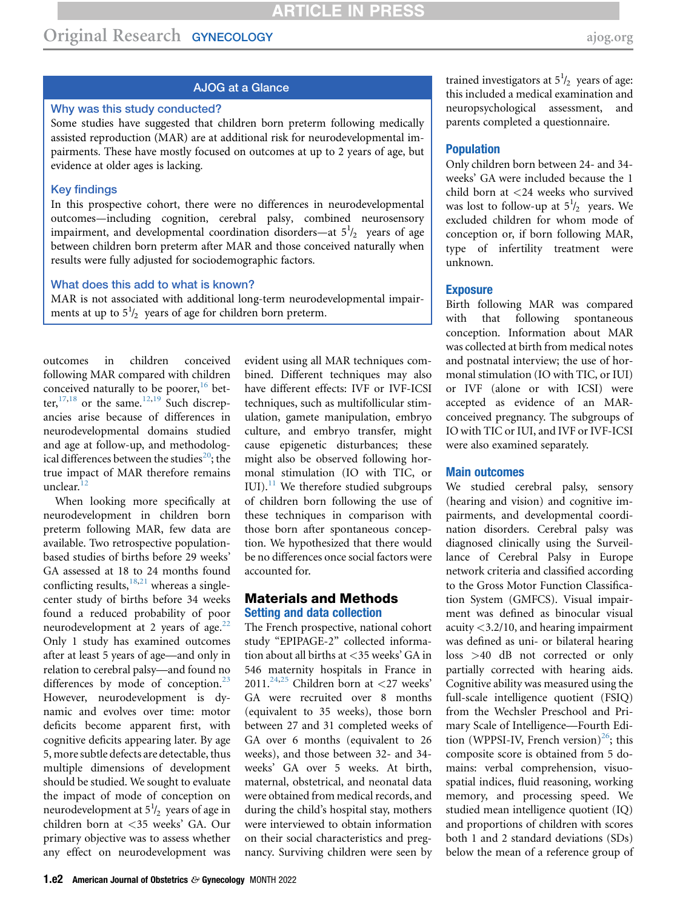## AJOG at a Glance

### Why was this study conducted?

Some studies have suggested that children born preterm following medically assisted reproduction (MAR) are at additional risk for neurodevelopmental impairments. These have mostly focused on outcomes at up to 2 years of age, but evidence at older ages is lacking.

### Key findings

In this prospective cohort, there were no differences in neurodevelopmental outcomes—including cognition, cerebral palsy, combined neurosensory impairment, and developmental coordination disorders—at 5½ years of age between children born preterm after MAR and those conceived naturally when results were fully adjusted for sociodemographic factors.

### What does this add to what is known?

MAR is not associated with additional long-term neurodevelopmental impairments at up to 5½ years of age for children born preterm.

outcomes in children conceived following MAR compared with children conceived naturally to be poorer,[16] better,[17,18] or the same.[12,19] Such discrepancies arise because of differences in neurodevelopmental domains studied and age at follow-up, and methodological differences between the studies[20]; the true impact of MAR therefore remains unclear.[12]

When looking more specifically at neurodevelopment in children born preterm following MAR, few data are available. Two retrospective population-based studies of births before 29 weeks' GA assessed at 18 to 24 months found conflicting results,[18,21] whereas a single-center study of births before 34 weeks found a reduced probability of poor neurodevelopment at 2 years of age.[22] Only 1 study has examined outcomes after at least 5 years of age—and only in relation to cerebral palsy—and found no differences by mode of conception.[23] However, neurodevelopment is dynamic and evolves over time: motor deficits become apparent first, with cognitive deficits appearing later. By age 5, more subtle defects are detectable, thus multiple dimensions of development should be studied. We sought to evaluate the impact of mode of conception on neurodevelopment at 5½ years of age in children born at <35 weeks' GA. Our primary objective was to assess whether any effect on neurodevelopment was evident using all MAR techniques combined. Different techniques may also have different effects: IVF or IVF-ICSI techniques, such as multifollicular stimulation, gamete manipulation, embryo culture, and embryo transfer, might cause epigenetic disturbances; these might also be observed following hormonal stimulation (IO with TIC, or IUI).[11] We therefore studied subgroups of children born following the use of these techniques in comparison with those born after spontaneous conception. We hypothesized that there would be no differences once social factors were accounted for.

## Materials and Methods

### Setting and data collection

The French prospective, national cohort study "EPIPAGE-2" collected information about all births at <35 weeks' GA in 546 maternity hospitals in France in 2011.[24,25] Children born at <27 weeks' GA were recruited over 8 months (equivalent to 35 weeks), those born between 27 and 31 completed weeks of GA over 6 months (equivalent to 26 weeks), and those between 32- and 34-weeks' GA over 5 weeks. At birth, maternal, obstetrical, and neonatal data were obtained from medical records, and during the child's hospital stay, mothers were interviewed to obtain information on their social characteristics and pregnancy. Surviving children were seen by trained investigators at 5½ years of age: this included a medical examination and neuropsychological assessment, and parents completed a questionnaire.

### Population

Only children born between 24- and 34-weeks' GA were included because the 1 child born at <24 weeks who survived was lost to follow-up at 5½ years. We excluded children for whom mode of conception or, if born following MAR, type of infertility treatment were unknown.

### Exposure

Birth following MAR was compared with that following spontaneous conception. Information about MAR was collected at birth from medical notes and postnatal interview; the use of hormonal stimulation (IO with TIC, or IUI) or IVF (alone or with ICSI) were accepted as evidence of an MAR-conceived pregnancy. The subgroups of IO with TIC or IUI, and IVF or IVF-ICSI were also examined separately.

### Main outcomes

We studied cerebral palsy, sensory (hearing and vision) and cognitive impairments, and developmental coordination disorders. Cerebral palsy was diagnosed clinically using the Surveillance of Cerebral Palsy in Europe network criteria and classified according to the Gross Motor Function Classification System (GMFCS). Visual impairment was defined as binocular visual acuity <3.2/10, and hearing impairment was defined as uni- or bilateral hearing loss >40 dB not corrected or only partially corrected with hearing aids. Cognitive ability was measured using the full-scale intelligence quotient (FSIQ) from the Wechsler Preschool and Primary Scale of Intelligence—Fourth Edition (WPPSI-IV, French version)[26]; this composite score is obtained from 5 domains: verbal comprehension, visuospatial indices, fluid reasoning, working memory, and processing speed. We studied mean intelligence quotient (IQ) and proportions of children with scores both 1 and 2 standard deviations (SDs) below the mean of a reference group of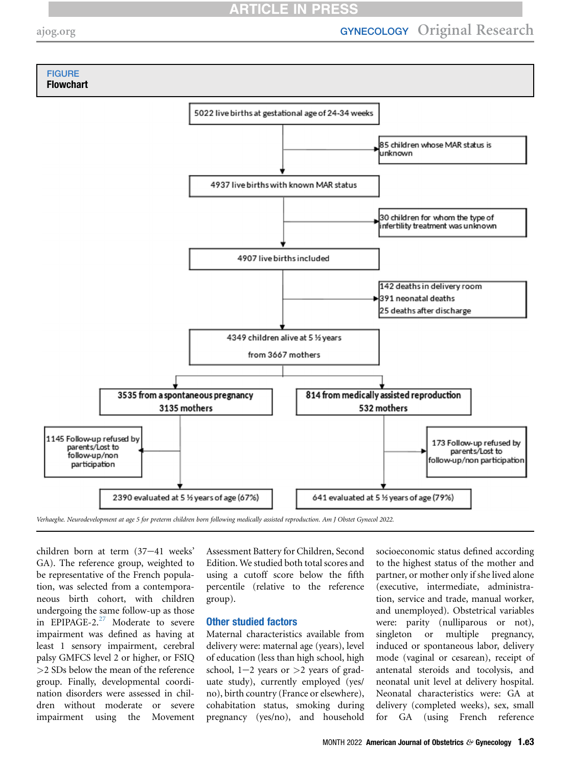FIGURE
**Flowchart**

5022 live births at gestational age of 24-34 weeks

→ 85 children whose MAR status is unknown

4937 live births with known MAR status

→ 30 children for whom the type of infertility treatment was unknown

4907 live births included

→ 142 deaths in delivery room
391 neonatal deaths
25 deaths after discharge

4349 children alive at 5 ½ years from 3667 mothers

3535 from a spontaneous pregnancy 3135 mothers

→ 1145 Follow-up refused by parents/Lost to follow-up/non participation

2390 evaluated at 5 ½ years of age (67%)

814 from medically assisted reproduction 532 mothers

→ 173 Follow-up refused by parents/Lost to follow-up/non participation

641 evaluated at 5 ½ years of age (79%)

*Verhaeghe. Neurodevelopment at age 5 for preterm children born following medically assisted reproduction. Am J Obstet Gynecol 2022.*

children born at term (37–41 weeks' GA). The reference group, weighted to be representative of the French population, was selected from a contemporaneous birth cohort, with children undergoing the same follow-up as those in EPIPAGE-2.[27] Moderate to severe impairment was defined as having at least 1 sensory impairment, cerebral palsy GMFCS level 2 or higher, or FSIQ >2 SDs below the mean of the reference group. Finally, developmental coordination disorders were assessed in children without moderate or severe impairment using the Movement Assessment Battery for Children, Second Edition. We studied both total scores and using a cutoff score below the fifth percentile (relative to the reference group).

## Other studied factors

Maternal characteristics available from delivery were: maternal age (years), level of education (less than high school, high school, 1–2 years or >2 years of graduate study), currently employed (yes/no), birth country (France or elsewhere), cohabitation status, smoking during pregnancy (yes/no), and household socioeconomic status defined according to the highest status of the mother and partner, or mother only if she lived alone (executive, intermediate, administration, service and trade, manual worker, and unemployed). Obstetrical variables were: parity (nulliparous or not), singleton or multiple pregnancy, induced or spontaneous labor, delivery mode (vaginal or cesarean), receipt of antenatal steroids and tocolysis, and neonatal unit level at delivery hospital. Neonatal characteristics were: GA at delivery (completed weeks), sex, small for GA (using French reference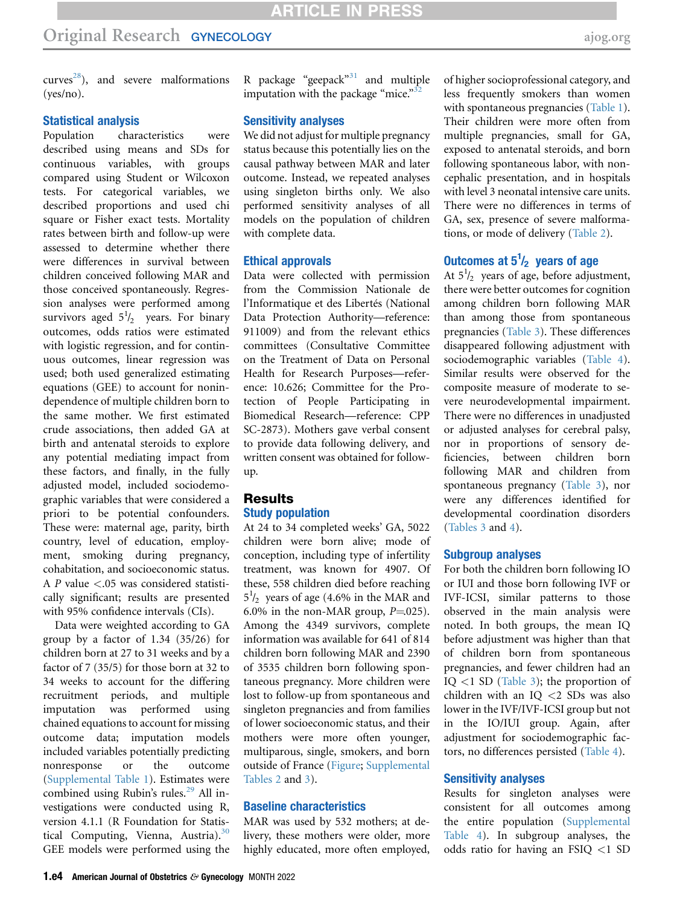curves[28]), and severe malformations (yes/no).

### Statistical analysis

Population characteristics were described using means and SDs for continuous variables, with groups compared using Student or Wilcoxon tests. For categorical variables, we described proportions and used chi square or Fisher exact tests. Mortality rates between birth and follow-up were assessed to determine whether there were differences in survival between children conceived following MAR and those conceived spontaneously. Regression analyses were performed among survivors aged $5^1/_2$ years. For binary outcomes, odds ratios were estimated with logistic regression, and for continuous outcomes, linear regression was used; both used generalized estimating equations (GEE) to account for nonindependence of multiple children born to the same mother. We first estimated crude associations, then added GA at birth and antenatal steroids to explore any potential mediating impact from these factors, and finally, in the fully adjusted model, included sociodemographic variables that were considered a priori to be potential confounders. These were: maternal age, parity, birth country, level of education, employment, smoking during pregnancy, cohabitation, and socioeconomic status. A $P$ value $<.05$ was considered statistically significant; results are presented with 95% confidence intervals (CIs).

Data were weighted according to GA group by a factor of 1.34 (35/26) for children born at 27 to 31 weeks and by a factor of 7 (35/5) for those born at 32 to 34 weeks to account for the differing recruitment periods, and multiple imputation was performed using chained equations to account for missing outcome data; imputation models included variables potentially predicting nonresponse or the outcome (Supplemental Table 1). Estimates were combined using Rubin's rules.[29] All investigations were conducted using R, version 4.1.1 (R Foundation for Statistical Computing, Vienna, Austria).[30] GEE models were performed using the R package "geepack"[31] and multiple imputation with the package "mice."[32]

### Sensitivity analyses

We did not adjust for multiple pregnancy status because this potentially lies on the causal pathway between MAR and later outcome. Instead, we repeated analyses using singleton births only. We also performed sensitivity analyses of all models on the population of children with complete data.

### Ethical approvals

Data were collected with permission from the Commission Nationale de l'Informatique et des Libertés (National Data Protection Authority—reference: 911009) and from the relevant ethics committees (Consultative Committee on the Treatment of Data on Personal Health for Research Purposes—reference: 10.626; Committee for the Protection of People Participating in Biomedical Research—reference: CPP SC-2873). Mothers gave verbal consent to provide data following delivery, and written consent was obtained for follow-up.

## Results

### Study population

At 24 to 34 completed weeks' GA, 5022 children were born alive; mode of conception, including type of infertility treatment, was known for 4907. Of these, 558 children died before reaching $5^1/_2$ years of age (4.6% in the MAR and 6.0% in the non-MAR group, $P$=.025). Among the 4349 survivors, complete information was available for 641 of 814 children born following MAR and 2390 of 3535 children born following spontaneous pregnancy. More children were lost to follow-up from spontaneous and singleton pregnancies and from families of lower socioeconomic status, and their mothers were more often younger, multiparous, single, smokers, and born outside of France (Figure; Supplemental Tables 2 and 3).

### Baseline characteristics

MAR was used by 532 mothers; at delivery, these mothers were older, more highly educated, more often employed, of higher socioprofessional category, and less frequently smokers than women with spontaneous pregnancies (Table 1). Their children were more often from multiple pregnancies, small for GA, exposed to antenatal steroids, and born following spontaneous labor, with noncephalic presentation, and in hospitals with level 3 neonatal intensive care units. There were no differences in terms of GA, sex, presence of severe malformations, or mode of delivery (Table 2).

### Outcomes at $5^1/_2$ years of age

At $5^1/_2$ years of age, before adjustment, there were better outcomes for cognition among children born following MAR than among those from spontaneous pregnancies (Table 3). These differences disappeared following adjustment with sociodemographic variables (Table 4). Similar results were observed for the composite measure of moderate to severe neurodevelopmental impairment. There were no differences in unadjusted or adjusted analyses for cerebral palsy, nor in proportions of sensory deficiencies, between children born following MAR and children from spontaneous pregnancy (Table 3), nor were any differences identified for developmental coordination disorders (Tables 3 and 4).

### Subgroup analyses

For both the children born following IO or IUI and those born following IVF or IVF-ICSI, similar patterns to those observed in the main analysis were noted. In both groups, the mean IQ before adjustment was higher than that of children born from spontaneous pregnancies, and fewer children had an IQ $<$1 SD (Table 3); the proportion of children with an IQ $<$2 SDs was also lower in the IVF/IVF-ICSI group but not in the IO/IUI group. Again, after adjustment for sociodemographic factors, no differences persisted (Table 4).

### Sensitivity analyses

Results for singleton analyses were consistent for all outcomes among the entire population (Supplemental Table 4). In subgroup analyses, the odds ratio for having an FSIQ $<$1 SD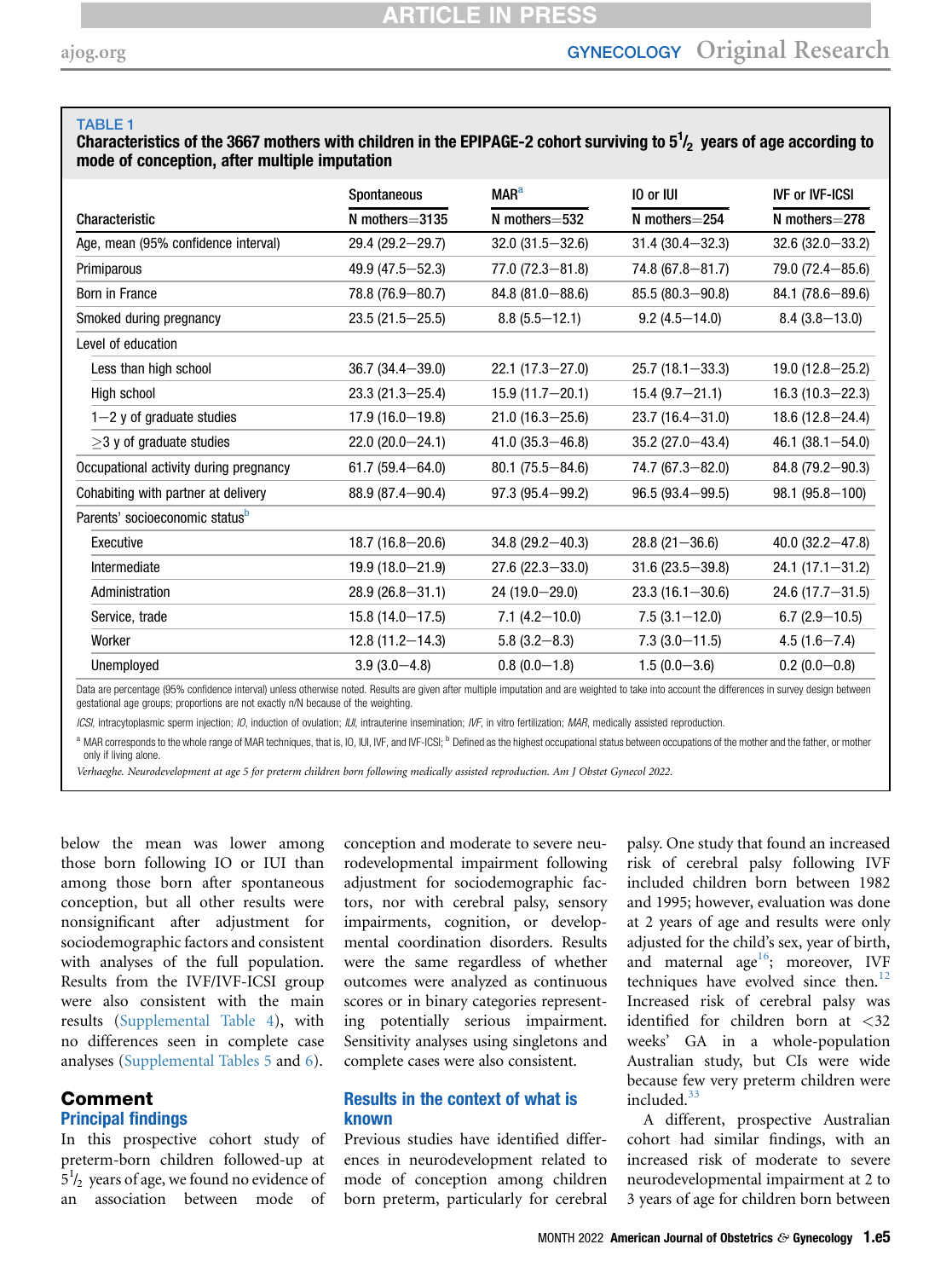**TABLE 1**

**Characteristics of the 3667 mothers with children in the EPIPAGE-2 cohort surviving to $5^1/_2$ years of age according to mode of conception, after multiple imputation**

| Characteristic | Spontaneous N mothers=3135 | MAR[a] N mothers=532 | IO or IUI N mothers=254 | IVF or IVF-ICSI N mothers=278 |
|---|---|---|---|---|
| Age, mean (95% confidence interval) | 29.4 (29.2–29.7) | 32.0 (31.5–32.6) | 31.4 (30.4–32.3) | 32.6 (32.0–33.2) |
| Primiparous | 49.9 (47.5–52.3) | 77.0 (72.3–81.8) | 74.8 (67.8–81.7) | 79.0 (72.4–85.6) |
| Born in France | 78.8 (76.9–80.7) | 84.8 (81.0–88.6) | 85.5 (80.3–90.8) | 84.1 (78.6–89.6) |
| Smoked during pregnancy | 23.5 (21.5–25.5) | 8.8 (5.5–12.1) | 9.2 (4.5–14.0) | 8.4 (3.8–13.0) |
| Level of education | | | | |
| Less than high school | 36.7 (34.4–39.0) | 22.1 (17.3–27.0) | 25.7 (18.1–33.3) | 19.0 (12.8–25.2) |
| High school | 23.3 (21.3–25.4) | 15.9 (11.7–20.1) | 15.4 (9.7–21.1) | 16.3 (10.3–22.3) |
| 1–2 y of graduate studies | 17.9 (16.0–19.8) | 21.0 (16.3–25.6) | 23.7 (16.4–31.0) | 18.6 (12.8–24.4) |
| ≥3 y of graduate studies | 22.0 (20.0–24.1) | 41.0 (35.3–46.8) | 35.2 (27.0–43.4) | 46.1 (38.1–54.0) |
| Occupational activity during pregnancy | 61.7 (59.4–64.0) | 80.1 (75.5–84.6) | 74.7 (67.3–82.0) | 84.8 (79.2–90.3) |
| Cohabiting with partner at delivery | 88.9 (87.4–90.4) | 97.3 (95.4–99.2) | 96.5 (93.4–99.5) | 98.1 (95.8–100) |
| Parents' socioeconomic status[b] | | | | |
| Executive | 18.7 (16.8–20.6) | 34.8 (29.2–40.3) | 28.8 (21–36.6) | 40.0 (32.2–47.8) |
| Intermediate | 19.9 (18.0–21.9) | 27.6 (22.3–33.0) | 31.6 (23.5–39.8) | 24.1 (17.1–31.2) |
| Administration | 28.9 (26.8–31.1) | 24 (19.0–29.0) | 23.3 (16.1–30.6) | 24.6 (17.7–31.5) |
| Service, trade | 15.8 (14.0–17.5) | 7.1 (4.2–10.0) | 7.5 (3.1–12.0) | 6.7 (2.9–10.5) |
| Worker | 12.8 (11.2–14.3) | 5.8 (3.2–8.3) | 7.3 (3.0–11.5) | 4.5 (1.6–7.4) |
| Unemployed | 3.9 (3.0–4.8) | 0.8 (0.0–1.8) | 1.5 (0.0–3.6) | 0.2 (0.0–0.8) |

Data are percentage (95% confidence interval) unless otherwise noted. Results are given after multiple imputation and are weighted to take into account the differences in survey design between gestational age groups; proportions are not exactly n/N because of the weighting.

*ICSI*, intracytoplasmic sperm injection; *IO*, induction of ovulation; *IUI*, intrauterine insemination; *IVF*, in vitro fertilization; *MAR*, medically assisted reproduction.

[a] MAR corresponds to the whole range of MAR techniques, that is, IO, IUI, IVF, and IVF-ICSI; [b] Defined as the highest occupational status between occupations of the mother and the father, or mother only if living alone.

*Verhaeghe. Neurodevelopment at age 5 for preterm children born following medically assisted reproduction. Am J Obstet Gynecol 2022.*

below the mean was lower among those born following IO or IUI than among those born after spontaneous conception, but all other results were nonsignificant after adjustment for sociodemographic factors and consistent with analyses of the full population. Results from the IVF/IVF-ICSI group were also consistent with the main results (Supplemental Table 4), with no differences seen in complete case analyses (Supplemental Tables 5 and 6).

## Comment

### Principal findings

In this prospective cohort study of preterm-born children followed-up at $5^1/_2$ years of age, we found no evidence of an association between mode of conception and moderate to severe neurodevelopmental impairment following adjustment for sociodemographic factors, nor with cerebral palsy, sensory impairments, cognition, or developmental coordination disorders. Results were the same regardless of whether outcomes were analyzed as continuous scores or in binary categories representing potentially serious impairment. Sensitivity analyses using singletons and complete cases were also consistent.

### Results in the context of what is known

Previous studies have identified differences in neurodevelopment related to mode of conception among children born preterm, particularly for cerebral palsy. One study that found an increased risk of cerebral palsy following IVF included children born between 1982 and 1995; however, evaluation was done at 2 years of age and results were only adjusted for the child's sex, year of birth, and maternal age[16]; moreover, IVF techniques have evolved since then.[12] Increased risk of cerebral palsy was identified for children born at <32 weeks' GA in a whole-population Australian study, but CIs were wide because few very preterm children were included.[33]

A different, prospective Australian cohort had similar findings, with an increased risk of moderate to severe neurodevelopmental impairment at 2 to 3 years of age for children born between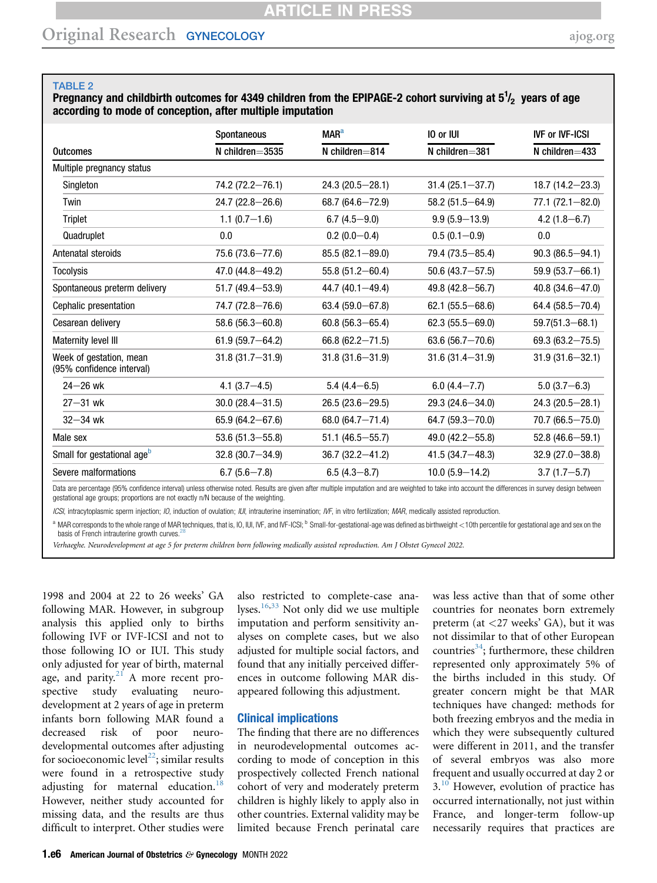**TABLE 2**

**Pregnancy and childbirth outcomes for 4349 children from the EPIPAGE-2 cohort surviving at 5½ years of age according to mode of conception, after multiple imputation**

| Outcomes | Spontaneous N children=3535 | MAR[a] N children=814 | IO or IUI N children=381 | IVF or IVF-ICSI N children=433 |
|---|---|---|---|---|
| Multiple pregnancy status | | | | |
| Singleton | 74.2 (72.2–76.1) | 24.3 (20.5–28.1) | 31.4 (25.1–37.7) | 18.7 (14.2–23.3) |
| Twin | 24.7 (22.8–26.6) | 68.7 (64.6–72.9) | 58.2 (51.5–64.9) | 77.1 (72.1–82.0) |
| Triplet | 1.1 (0.7–1.6) | 6.7 (4.5–9.0) | 9.9 (5.9–13.9) | 4.2 (1.8–6.7) |
| Quadruplet | 0.0 | 0.2 (0.0–0.4) | 0.5 (0.1–0.9) | 0.0 |
| Antenatal steroids | 75.6 (73.6–77.6) | 85.5 (82.1–89.0) | 79.4 (73.5–85.4) | 90.3 (86.5–94.1) |
| Tocolysis | 47.0 (44.8–49.2) | 55.8 (51.2–60.4) | 50.6 (43.7–57.5) | 59.9 (53.7–66.1) |
| Spontaneous preterm delivery | 51.7 (49.4–53.9) | 44.7 (40.1–49.4) | 49.8 (42.8–56.7) | 40.8 (34.6–47.0) |
| Cephalic presentation | 74.7 (72.8–76.6) | 63.4 (59.0–67.8) | 62.1 (55.5–68.6) | 64.4 (58.5–70.4) |
| Cesarean delivery | 58.6 (56.3–60.8) | 60.8 (56.3–65.4) | 62.3 (55.5–69.0) | 59.7(51.3–68.1) |
| Maternity level III | 61.9 (59.7–64.2) | 66.8 (62.2–71.5) | 63.6 (56.7–70.6) | 69.3 (63.2–75.5) |
| Week of gestation, mean (95% confidence interval) | 31.8 (31.7–31.9) | 31.8 (31.6–31.9) | 31.6 (31.4–31.9) | 31.9 (31.6–32.1) |
| 24–26 wk | 4.1 (3.7–4.5) | 5.4 (4.4–6.5) | 6.0 (4.4–7.7) | 5.0 (3.7–6.3) |
| 27–31 wk | 30.0 (28.4–31.5) | 26.5 (23.6–29.5) | 29.3 (24.6–34.0) | 24.3 (20.5–28.1) |
| 32–34 wk | 65.9 (64.2–67.6) | 68.0 (64.7–71.4) | 64.7 (59.3–70.0) | 70.7 (66.5–75.0) |
| Male sex | 53.6 (51.3–55.8) | 51.1 (46.5–55.7) | 49.0 (42.2–55.8) | 52.8 (46.6–59.1) |
| Small for gestational age[b] | 32.8 (30.7–34.9) | 36.7 (32.2–41.2) | 41.5 (34.7–48.3) | 32.9 (27.0–38.8) |
| Severe malformations | 6.7 (5.6–7.8) | 6.5 (4.3–8.7) | 10.0 (5.9–14.2) | 3.7 (1.7–5.7) |

Data are percentage (95% confidence interval) unless otherwise noted. Results are given after multiple imputation and are weighted to take into account the differences in survey design between gestational age groups; proportions are not exactly n/N because of the weighting.

*ICSI*, intracytoplasmic sperm injection; *IO*, induction of ovulation; *IUI*, intrauterine insemination; *IVF*, in vitro fertilization; *MAR*, medically assisted reproduction.

[a] MAR corresponds to the whole range of MAR techniques, that is, IO, IUI, IVF, and IVF-ICSI; [b] Small-for-gestational-age was defined as birthweight <10th percentile for gestational age and sex on the basis of French intrauterine growth curves.[28]

*Verhaeghe. Neurodevelopment at age 5 for preterm children born following medically assisted reproduction. Am J Obstet Gynecol 2022.*

1998 and 2004 at 22 to 26 weeks' GA following MAR. However, in subgroup analysis this applied only to births following IVF or IVF-ICSI and not to those following IO or IUI. This study only adjusted for year of birth, maternal age, and parity.[21] A more recent prospective study evaluating neurodevelopment at 2 years of age in preterm infants born following MAR found a decreased risk of poor neurodevelopmental outcomes after adjusting for socioeconomic level[22]; similar results were found in a retrospective study adjusting for maternal education.[18] However, neither study accounted for missing data, and the results are thus difficult to interpret. Other studies were also restricted to complete-case analyses.[16,33] Not only did we use multiple imputation and perform sensitivity analyses on complete cases, but we also adjusted for multiple social factors, and found that any initially perceived differences in outcome following MAR disappeared following this adjustment.

## Clinical implications

The finding that there are no differences in neurodevelopmental outcomes according to mode of conception in this prospectively collected French national cohort of very and moderately preterm children is highly likely to apply also in other countries. External validity may be limited because French perinatal care was less active than that of some other countries for neonates born extremely preterm (at <27 weeks' GA), but it was not dissimilar to that of other European countries[34]; furthermore, these children represented only approximately 5% of the births included in this study. Of greater concern might be that MAR techniques have changed: methods for both freezing embryos and the media in which they were subsequently cultured were different in 2011, and the transfer of several embryos was also more frequent and usually occurred at day 2 or 3.[10] However, evolution of practice has occurred internationally, not just within France, and longer-term follow-up necessarily requires that practices are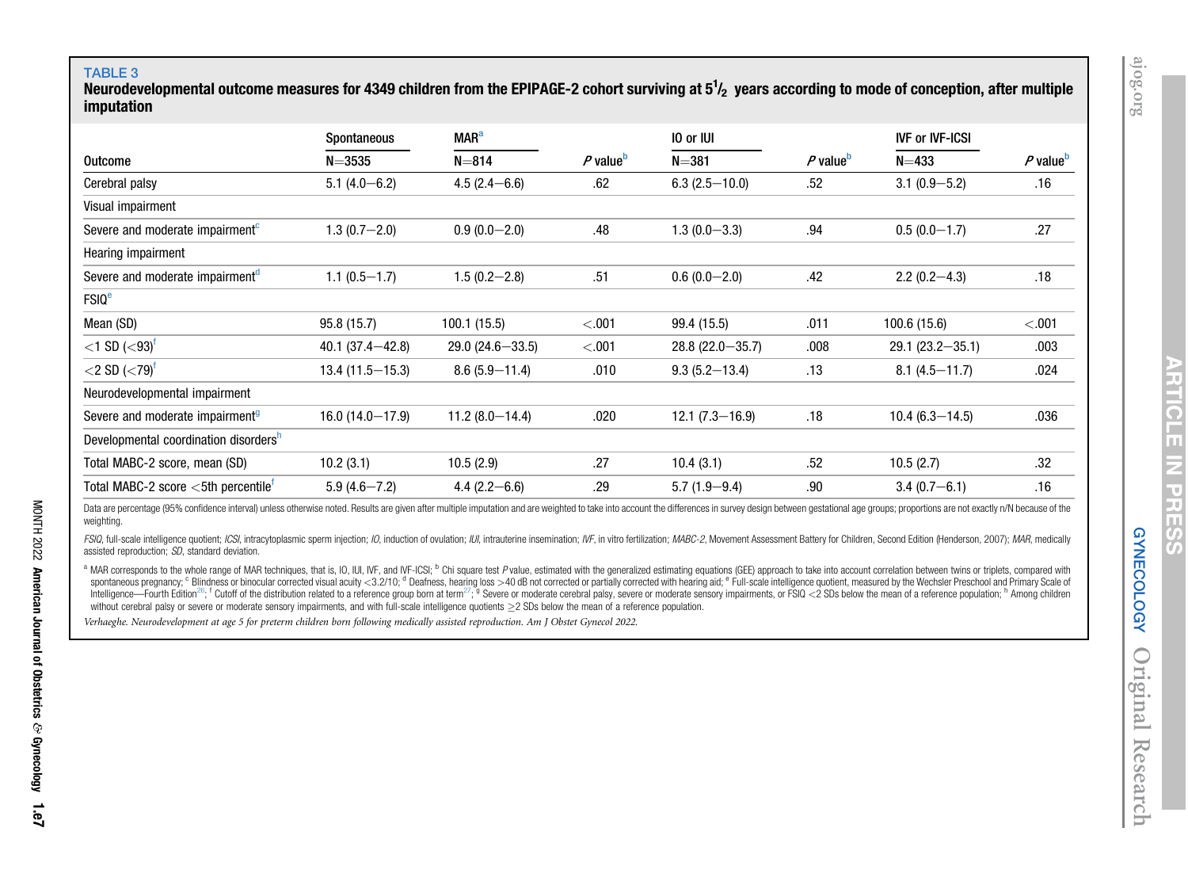TABLE 3

**Neurodevelopmental outcome measures for 4349 children from the EPIPAGE-2 cohort surviving at $5\frac{1}{2}$ years according to mode of conception, after multiple imputation**

| Outcome | Spontaneous N=3535 | MAR[a] N=814 | P value[b] | IO or IUI N=381 | P value[b] | IVF or IVF-ICSI N=433 | P value[b] |
|---|---|---|---|---|---|---|---|
| Cerebral palsy | 5.1 (4.0–6.2) | 4.5 (2.4–6.6) | .62 | 6.3 (2.5–10.0) | .52 | 3.1 (0.9–5.2) | .16 |
| Visual impairment | | | | | | | |
| Severe and moderate impairment[c] | 1.3 (0.7–2.0) | 0.9 (0.0–2.0) | .48 | 1.3 (0.0–3.3) | .94 | 0.5 (0.0–1.7) | .27 |
| Hearing impairment | | | | | | | |
| Severe and moderate impairment[d] | 1.1 (0.5–1.7) | 1.5 (0.2–2.8) | .51 | 0.6 (0.0–2.0) | .42 | 2.2 (0.2–4.3) | .18 |
| FSIQ[e] | | | | | | | |
| Mean (SD) | 95.8 (15.7) | 100.1 (15.5) | <.001 | 99.4 (15.5) | .011 | 100.6 (15.6) | <.001 |
| <1 SD (<93)[f] | 40.1 (37.4–42.8) | 29.0 (24.6–33.5) | <.001 | 28.8 (22.0–35.7) | .008 | 29.1 (23.2–35.1) | .003 |
| <2 SD (<79)[f] | 13.4 (11.5–15.3) | 8.6 (5.9–11.4) | .010 | 9.3 (5.2–13.4) | .13 | 8.1 (4.5–11.7) | .024 |
| Neurodevelopmental impairment | | | | | | | |
| Severe and moderate impairment[g] | 16.0 (14.0–17.9) | 11.2 (8.0–14.4) | .020 | 12.1 (7.3–16.9) | .18 | 10.4 (6.3–14.5) | .036 |
| Developmental coordination disorders[h] | | | | | | | |
| Total MABC-2 score, mean (SD) | 10.2 (3.1) | 10.5 (2.9) | .27 | 10.4 (3.1) | .52 | 10.5 (2.7) | .32 |
| Total MABC-2 score <5th percentile[f] | 5.9 (4.6–7.2) | 4.4 (2.2–6.6) | .29 | 5.7 (1.9–9.4) | .90 | 3.4 (0.7–6.1) | .16 |

Data are percentage (95% confidence interval) unless otherwise noted. Results are given after multiple imputation and are weighted to take into account the differences in survey design between gestational age groups; proportions are not exactly n/N because of the weighting.

*FSIQ*, full-scale intelligence quotient; *ICSI*, intracytoplasmic sperm injection; *IO*, induction of ovulation; *IUI*, intrauterine insemination; *IVF*, in vitro fertilization; *MABC-2*, Movement Assessment Battery for Children, Second Edition (Henderson, 2007); *MAR*, medically assisted reproduction; *SD*, standard deviation.

[a] MAR corresponds to the whole range of MAR techniques, that is, IO, IUI, IVF, and IVF-ICSI; [b] Chi square test *P* value, estimated with the generalized estimating equations (GEE) approach to take into account correlation between twins or triplets, compared with spontaneous pregnancy; [c] Blindness or binocular corrected visual acuity <3.2/10; [d] Deafness, hearing loss >40 dB not corrected or partially corrected with hearing aid; [e] Full-scale intelligence quotient, measured by the Wechsler Preschool and Primary Scale of Intelligence—Fourth Edition[26]; [f] Cutoff of the distribution related to a reference group born at term[27]; [g] Severe or moderate cerebral palsy, severe or moderate sensory impairments, or FSIQ <2 SDs below the mean of a reference population; [h] Among children without cerebral palsy or severe or moderate sensory impairments, and with full-scale intelligence quotients ≥2 SDs below the mean of a reference population.

*Verhaeghe. Neurodevelopment at age 5 for preterm children born following medically assisted reproduction. Am J Obstet Gynecol 2022.*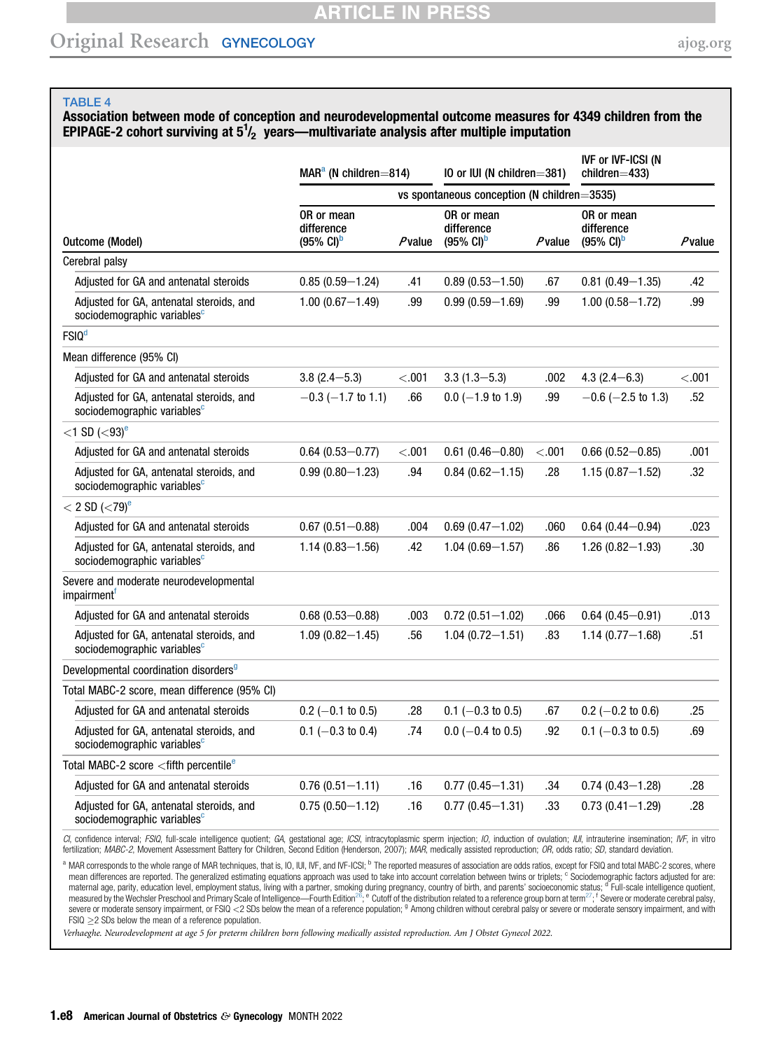**TABLE 4**

**Association between mode of conception and neurodevelopmental outcome measures for 4349 children from the EPIPAGE-2 cohort surviving at $5\frac{1}{2}$ years—multivariate analysis after multiple imputation**

| Outcome (Model) | MAR[a] (N children=814) | | IO or IUI (N children=381) | | IVF or IVF-ICSI (N children=433) | |
|---|---|---|---|---|---|---|
| | vs spontaneous conception (N children=3535) | | | | | |
| | OR or mean difference (95% CI)[b] | P value | OR or mean difference (95% CI)[b] | P value | OR or mean difference (95% CI)[b] | P value |
| Cerebral palsy | | | | | | |
| Adjusted for GA and antenatal steroids | 0.85 (0.59−1.24) | .41 | 0.89 (0.53−1.50) | .67 | 0.81 (0.49−1.35) | .42 |
| Adjusted for GA, antenatal steroids, and sociodemographic variables[c] | 1.00 (0.67−1.49) | .99 | 0.99 (0.59−1.69) | .99 | 1.00 (0.58−1.72) | .99 |
| FSIQ[d] | | | | | | |
| Mean difference (95% CI) | | | | | | |
| Adjusted for GA and antenatal steroids | 3.8 (2.4−5.3) | <.001 | 3.3 (1.3−5.3) | .002 | 4.3 (2.4−6.3) | <.001 |
| Adjusted for GA, antenatal steroids, and sociodemographic variables[c] | −0.3 (−1.7 to 1.1) | .66 | 0.0 (−1.9 to 1.9) | .99 | −0.6 (−2.5 to 1.3) | .52 |
| <1 SD (<93)[e] | | | | | | |
| Adjusted for GA and antenatal steroids | 0.64 (0.53−0.77) | <.001 | 0.61 (0.46−0.80) | <.001 | 0.66 (0.52−0.85) | .001 |
| Adjusted for GA, antenatal steroids, and sociodemographic variables[c] | 0.99 (0.80−1.23) | .94 | 0.84 (0.62−1.15) | .28 | 1.15 (0.87−1.52) | .32 |
| < 2 SD (<79)[e] | | | | | | |
| Adjusted for GA and antenatal steroids | 0.67 (0.51−0.88) | .004 | 0.69 (0.47−1.02) | .060 | 0.64 (0.44−0.94) | .023 |
| Adjusted for GA, antenatal steroids, and sociodemographic variables[c] | 1.14 (0.83−1.56) | .42 | 1.04 (0.69−1.57) | .86 | 1.26 (0.82−1.93) | .30 |
| Severe and moderate neurodevelopmental impairment[f] | | | | | | |
| Adjusted for GA and antenatal steroids | 0.68 (0.53−0.88) | .003 | 0.72 (0.51−1.02) | .066 | 0.64 (0.45−0.91) | .013 |
| Adjusted for GA, antenatal steroids, and sociodemographic variables[c] | 1.09 (0.82−1.45) | .56 | 1.04 (0.72−1.51) | .83 | 1.14 (0.77−1.68) | .51 |
| Developmental coordination disorders[g] | | | | | | |
| Total MABC-2 score, mean difference (95% CI) | | | | | | |
| Adjusted for GA and antenatal steroids | 0.2 (−0.1 to 0.5) | .28 | 0.1 (−0.3 to 0.5) | .67 | 0.2 (−0.2 to 0.6) | .25 |
| Adjusted for GA, antenatal steroids, and sociodemographic variables[c] | 0.1 (−0.3 to 0.4) | .74 | 0.0 (−0.4 to 0.5) | .92 | 0.1 (−0.3 to 0.5) | .69 |
| Total MABC-2 score <fifth percentile[e] | | | | | | |
| Adjusted for GA and antenatal steroids | 0.76 (0.51−1.11) | .16 | 0.77 (0.45−1.31) | .34 | 0.74 (0.43−1.28) | .28 |
| Adjusted for GA, antenatal steroids, and sociodemographic variables[c] | 0.75 (0.50−1.12) | .16 | 0.77 (0.45−1.31) | .33 | 0.73 (0.41−1.29) | .28 |

*CI*, confidence interval; *FSIQ*, full-scale intelligence quotient; *GA*, gestational age; *ICSI*, intracytoplasmic sperm injection; *IO*, induction of ovulation; *IUI*, intrauterine insemination; *IVF*, in vitro fertilization; *MABC-2*, Movement Assessment Battery for Children, Second Edition (Henderson, 2007); *MAR*, medically assisted reproduction; *OR*, odds ratio; *SD*, standard deviation.

[a] MAR corresponds to the whole range of MAR techniques, that is, IO, IUI, IVF, and IVF-ICSI; [b] The reported measures of association are odds ratios, except for FSIQ and total MABC-2 scores, where mean differences are reported. The generalized estimating equations approach was used to take into account correlation between twins or triplets; [c] Sociodemographic factors adjusted for are: maternal age, parity, education level, employment status, living with a partner, smoking during pregnancy, country of birth, and parents' socioeconomic status; [d] Full-scale intelligence quotient, measured by the Wechsler Preschool and Primary Scale of Intelligence—Fourth Edition[26]; [e] Cutoff of the distribution related to a reference group born at term[27]; [f] Severe or moderate cerebral palsy, severe or moderate sensory impairment, or FSIQ <2 SDs below the mean of a reference population; [g] Among children without cerebral palsy or severe or moderate sensory impairment, and with FSIQ ≥2 SDs below the mean of a reference population.

*Verhaeghe. Neurodevelopment at age 5 for preterm children born following medically assisted reproduction. Am J Obstet Gynecol 2022.*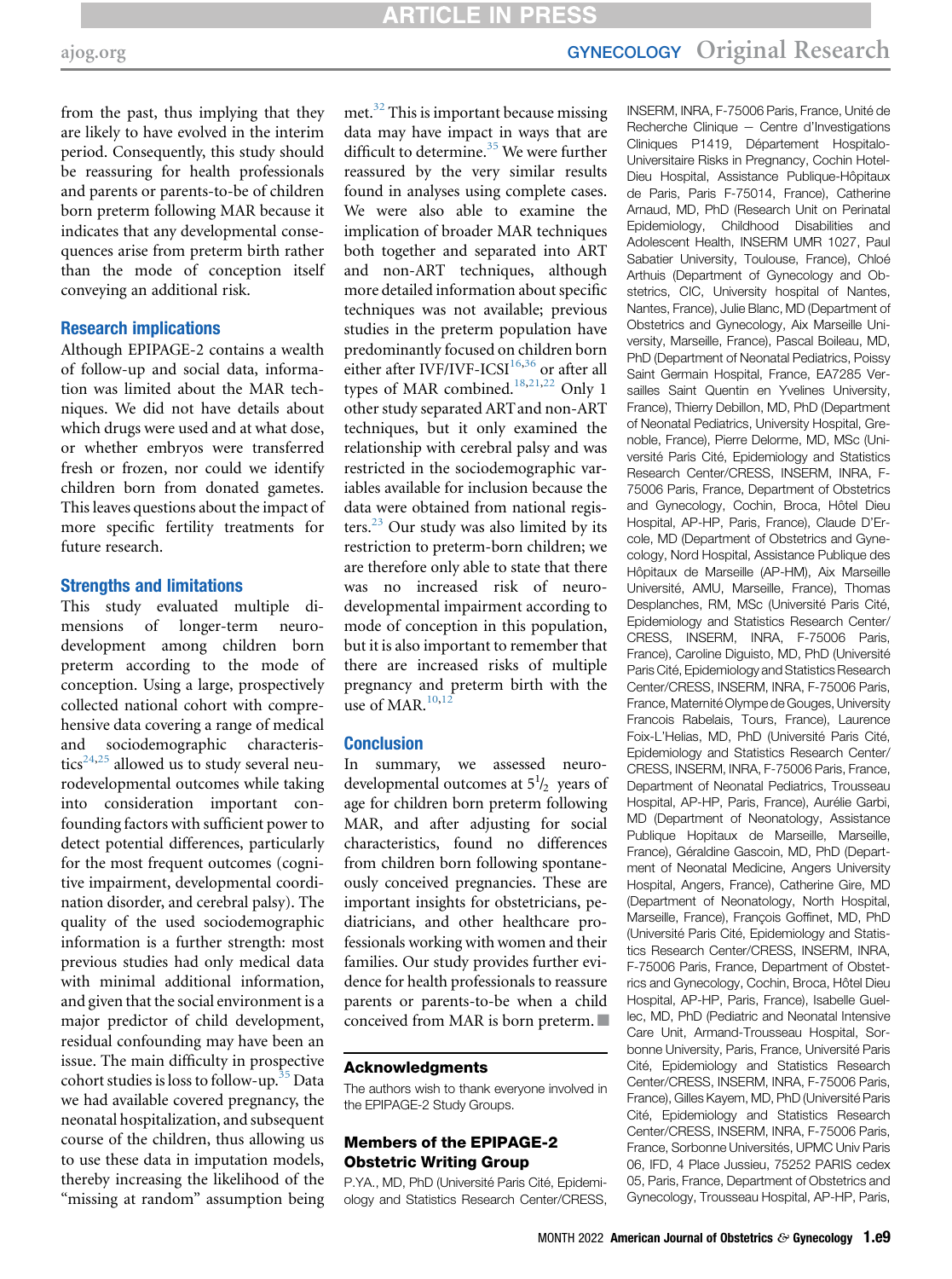from the past, thus implying that they are likely to have evolved in the interim period. Consequently, this study should be reassuring for health professionals and parents or parents-to-be of children born preterm following MAR because it indicates that any developmental consequences arise from preterm birth rather than the mode of conception itself conveying an additional risk.

### Research implications

Although EPIPAGE-2 contains a wealth of follow-up and social data, information was limited about the MAR techniques. We did not have details about which drugs were used and at what dose, or whether embryos were transferred fresh or frozen, nor could we identify children born from donated gametes. This leaves questions about the impact of more specific fertility treatments for future research.

### Strengths and limitations

This study evaluated multiple dimensions of longer-term neurodevelopment among children born preterm according to the mode of conception. Using a large, prospectively collected national cohort with comprehensive data covering a range of medical and sociodemographic characteristics[24,25] allowed us to study several neurodevelopmental outcomes while taking into consideration important confounding factors with sufficient power to detect potential differences, particularly for the most frequent outcomes (cognitive impairment, developmental coordination disorder, and cerebral palsy). The quality of the used sociodemographic information is a further strength: most previous studies had only medical data with minimal additional information, and given that the social environment is a major predictor of child development, residual confounding may have been an issue. The main difficulty in prospective cohort studies is loss to follow-up.[35] Data we had available covered pregnancy, the neonatal hospitalization, and subsequent course of the children, thus allowing us to use these data in imputation models, thereby increasing the likelihood of the "missing at random" assumption being met.[32] This is important because missing data may have impact in ways that are difficult to determine.[35] We were further reassured by the very similar results found in analyses using complete cases. We were also able to examine the implication of broader MAR techniques both together and separated into ART and non-ART techniques, although more detailed information about specific techniques was not available; previous studies in the preterm population have predominantly focused on children born either after IVF/IVF-ICSI[16,36] or after all types of MAR combined.[18,21,22] Only 1 other study separated ART and non-ART techniques, but it only examined the relationship with cerebral palsy and was restricted in the sociodemographic variables available for inclusion because the data were obtained from national registers.[23] Our study was also limited by its restriction to preterm-born children; we are therefore only able to state that there was no increased risk of neurodevelopmental impairment according to mode of conception in this population, but it is also important to remember that there are increased risks of multiple pregnancy and preterm birth with the use of MAR.[10,12]

### Conclusion

In summary, we assessed neurodevelopmental outcomes at $5\frac{1}{2}$ years of age for children born preterm following MAR, and after adjusting for social characteristics, found no differences from children born following spontaneously conceived pregnancies. These are important insights for obstetricians, pediatricians, and other healthcare professionals working with women and their families. Our study provides further evidence for health professionals to reassure parents or parents-to-be when a child conceived from MAR is born preterm. ■

### Acknowledgments

The authors wish to thank everyone involved in the EPIPAGE-2 Study Groups.

### Members of the EPIPAGE-2 Obstetric Writing Group

P.YA., MD, PhD (Université Paris Cité, Epidemiology and Statistics Research Center/CRESS, INSERM, INRA, F-75006 Paris, France, Unité de Recherche Clinique – Centre d'Investigations Cliniques P1419, Département Hospitalo-Universitaire Risks in Pregnancy, Cochin Hotel-Dieu Hospital, Assistance Publique-Hôpitaux de Paris, Paris F-75014, France), Catherine Arnaud, MD, PhD (Research Unit on Perinatal Epidemiology, Childhood Disabilities and Adolescent Health, INSERM UMR 1027, Paul Sabatier University, Toulouse, France), Chloé Arthuis (Department of Gynecology and Obstetrics, CIC, University hospital of Nantes, Nantes, France), Julie Blanc, MD (Department of Obstetrics and Gynecology, Aix Marseille University, Marseille, France), Pascal Boileau, MD, PhD (Department of Neonatal Pediatrics, Poissy Saint Germain Hospital, France, EA7285 Versailles Saint Quentin en Yvelines University, France), Thierry Debillon, MD, PhD (Department of Neonatal Pediatrics, University Hospital, Grenoble, France), Pierre Delorme, MD, MSc (Université Paris Cité, Epidemiology and Statistics Research Center/CRESS, INSERM, INRA, F-75006 Paris, France, Department of Obstetrics and Gynecology, Cochin, Broca, Hôtel Dieu Hospital, AP-HP, Paris, France), Claude D'Ercole, MD (Department of Obstetrics and Gynecology, Nord Hospital, Assistance Publique des Hôpitaux de Marseille (AP-HM), Aix Marseille Université, AMU, Marseille, France), Thomas Desplanches, RM, MSc (Université Paris Cité, Epidemiology and Statistics Research Center/CRESS, INSERM, INRA, F-75006 Paris, France), Caroline Diguisto, MD, PhD (Université Paris Cité, Epidemiology and Statistics Research Center/CRESS, INSERM, INRA, F-75006 Paris, France, Maternité Olympe de Gouges, University Francois Rabelais, Tours, France), Laurence Foix-L'Helias, MD, PhD (Université Paris Cité, Epidemiology and Statistics Research Center/CRESS, INSERM, INRA, F-75006 Paris, France, Department of Neonatal Pediatrics, Trousseau Hospital, AP-HP, Paris, France), Aurélie Garbi, MD (Department of Neonatology, Assistance Publique Hopitaux de Marseille, Marseille, France), Géraldine Gascoin, MD, PhD (Department of Neonatal Medicine, Angers University Hospital, Angers, France), Catherine Gire, MD (Department of Neonatology, North Hospital, Marseille, France), François Goffinet, MD, PhD (Université Paris Cité, Epidemiology and Statistics Research Center/CRESS, INSERM, INRA, F-75006 Paris, France, Department of Obstetrics and Gynecology, Cochin, Broca, Hôtel Dieu Hospital, AP-HP, Paris, France), Isabelle Guellec, MD, PhD (Pediatric and Neonatal Intensive Care Unit, Armand-Trousseau Hospital, Sorbonne University, Paris, France, Université Paris Cité, Epidemiology and Statistics Research Center/CRESS, INSERM, INRA, F-75006 Paris, France), Gilles Kayem, MD, PhD (Université Paris Cité, Epidemiology and Statistics Research Center/CRESS, INSERM, INRA, F-75006 Paris, France, Sorbonne Universités, UPMC Univ Paris 06, IFD, 4 Place Jussieu, 75252 PARIS cedex 05, Paris, France, Department of Obstetrics and Gynecology, Trousseau Hospital, AP-HP, Paris,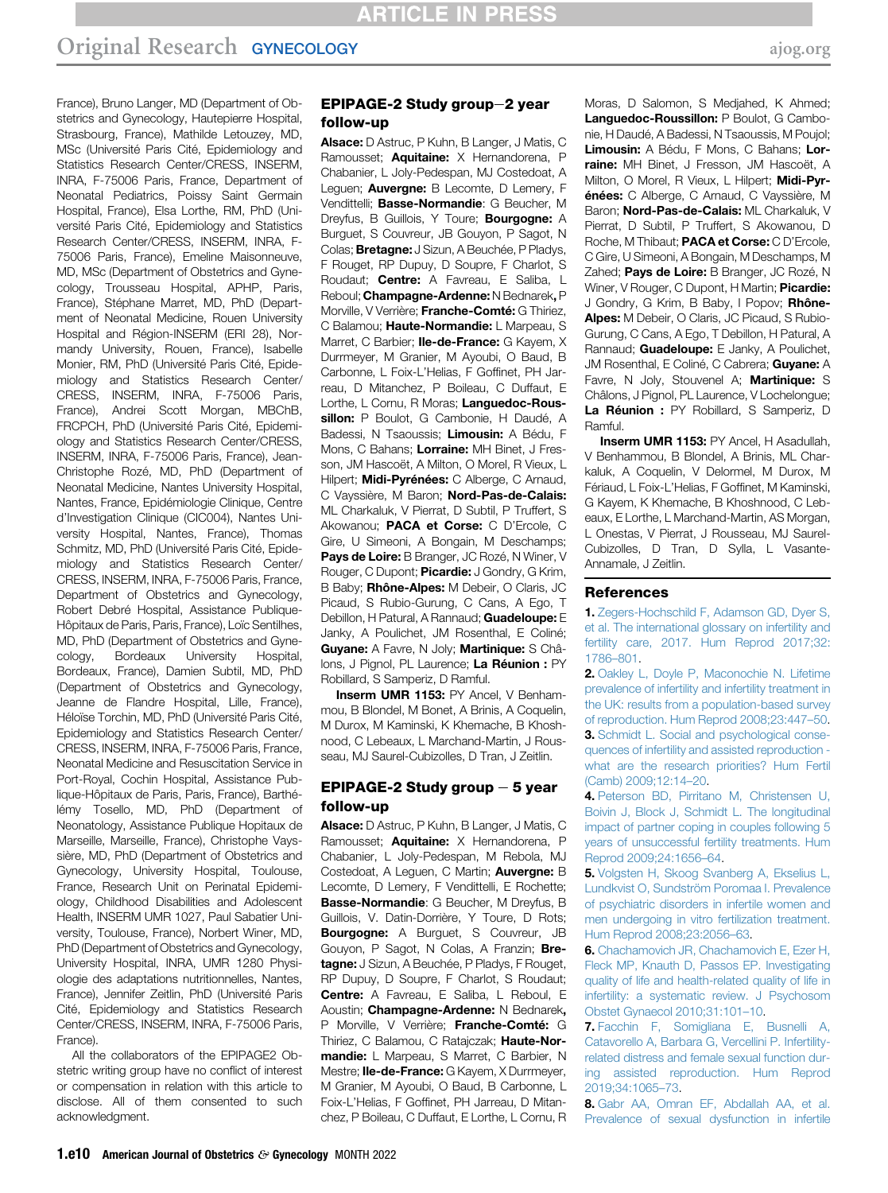France), Bruno Langer, MD (Department of Obstetrics and Gynecology, Hautepierre Hospital, Strasbourg, France), Mathilde Letouzey, MD, MSc (Université Paris Cité, Epidemiology and Statistics Research Center/CRESS, INSERM, INRA, F-75006 Paris, France, Department of Neonatal Pediatrics, Poissy Saint Germain Hospital, France), Elsa Lorthe, RM, PhD (Université Paris Cité, Epidemiology and Statistics Research Center/CRESS, INSERM, INRA, F-75006 Paris, France), Emeline Maisonneuve, MD, MSc (Department of Obstetrics and Gynecology, Trousseau Hospital, APHP, Paris, France), Stéphane Marret, MD, PhD (Department of Neonatal Medicine, Rouen University Hospital and Région-INSERM (ERI 28), Normandy University, Rouen, France), Isabelle Monier, RM, PhD (Université Paris Cité, Epidemiology and Statistics Research Center/CRESS, INSERM, INRA, F-75006 Paris, France), Andrei Scott Morgan, MBChB, FRCPCH, PhD (Université Paris Cité, Epidemiology and Statistics Research Center/CRESS, INSERM, INRA, F-75006 Paris, France), Jean-Christophe Rozé, MD, PhD (Department of Neonatal Medicine, Nantes University Hospital, Nantes, France, Epidémiologie Clinique, Centre d'Investigation Clinique (CIC004), Nantes University Hospital, Nantes, France), Thomas Schmitz, MD, PhD (Université Paris Cité, Epidemiology and Statistics Research Center/CRESS, INSERM, INRA, F-75006 Paris, France, Department of Obstetrics and Gynecology, Robert Debré Hospital, Assistance Publique-Hôpitaux de Paris, Paris, France), Loïc Sentilhes, MD, PhD (Department of Obstetrics and Gynecology, Bordeaux University Hospital, Bordeaux, France), Damien Subtil, MD, PhD (Department of Obstetrics and Gynecology, Jeanne de Flandre Hospital, Lille, France), Héloïse Torchin, MD, PhD (Université Paris Cité, Epidemiology and Statistics Research Center/CRESS, INSERM, INRA, F-75006 Paris, France, Neonatal Medicine and Resuscitation Service in Port-Royal, Cochin Hospital, Assistance Publique-Hôpitaux de Paris, Paris, France), Barthélémy Tosello, MD, PhD (Department of Neonatology, Assistance Publique Hopitaux de Marseille, Marseille, France), Christophe Vayssière, MD, PhD (Department of Obstetrics and Gynecology, University Hospital, Toulouse, France, Research Unit on Perinatal Epidemiology, Childhood Disabilities and Adolescent Health, INSERM UMR 1027, Paul Sabatier University, Toulouse, France), Norbert Winer, MD, PhD (Department of Obstetrics and Gynecology, University Hospital, INRA, UMR 1280 Physiologie des adaptations nutritionnelles, Nantes, France), Jennifer Zeitlin, PhD (Université Paris Cité, Epidemiology and Statistics Research Center/CRESS, INSERM, INRA, F-75006 Paris, France).

All the collaborators of the EPIPAGE2 Obstetric writing group have no conflict of interest or compensation in relation with this article to disclose. All of them consented to such acknowledgment.

### EPIPAGE-2 Study group—2 year follow-up

**Alsace:** D Astruc, P Kuhn, B Langer, J Matis, C Ramousset; **Aquitaine:** X Hernandorena, P Chabanier, L Joly-Pedespan, MJ Costedoat, A Leguen; **Auvergne:** B Lecomte, D Lemery, F Vendittelli; **Basse-Normandie**: G Beucher, M Dreyfus, B Guillois, Y Toure; **Bourgogne:** A Burguet, S Couvreur, JB Gouyon, P Sagot, N Colas; **Bretagne:** J Sizun, A Beuchée, P Pladys, F Rouget, RP Dupuy, D Soupre, F Charlot, S Roudaut; **Centre:** A Favreau, E Saliba, L Reboul; **Champagne-Ardenne:** N Bednarek, P Morville, V Verrière; **Franche-Comté:** G Thiriez, C Balamou; **Haute-Normandie:** L Marpeau, S Marret, C Barbier; **Ile-de-France:** G Kayem, X Durrmeyer, M Granier, M Ayoubi, O Baud, B Carbonne, L Foix-L'Helias, F Goffinet, PH Jarreau, D Mitanchez, P Boileau, C Duffaut, E Lorthe, L Cornu, R Moras; **Languedoc-Roussillon:** P Boulot, G Cambonie, H Daudé, A Badessi, N Tsaoussis; **Limousin:** A Bédu, F Mons, C Bahans; **Lorraine:** MH Binet, J Fresson, JM Hascoët, A Milton, O Morel, R Vieux, L Hilpert; **Midi-Pyrénées:** C Alberge, C Arnaud, C Vayssière, M Baron; **Nord-Pas-de-Calais:** ML Charkaluk, V Pierrat, D Subtil, P Truffert, S Akowanou; **PACA et Corse:** C D'Ercole, C Gire, U Simeoni, A Bongain, M Deschamps; **Pays de Loire:** B Branger, JC Rozé, N Winer, V Rouger, C Dupont; **Picardie:** J Gondry, G Krim, B Baby; **Rhône-Alpes:** M Debeir, O Claris, JC Picaud, S Rubio-Gurung, C Cans, A Ego, T Debillon, H Patural, A Rannaud; **Guadeloupe:** E Janky, A Poulichet, JM Rosenthal, E Coliné; **Guyane:** A Favre, N Joly; **Martinique:** S Châlons, J Pignol, PL Laurence; **La Réunion :** PY Robillard, S Samperiz, D Ramful.

**Inserm UMR 1153:** PY Ancel, V Benhammou, B Blondel, M Bonet, A Brinis, A Coquelin, M Durox, M Kaminski, K Khemache, B Khoshnood, C Lebeaux, L Marchand-Martin, J Rousseau, MJ Saurel-Cubizolles, D Tran, J Zeitlin.

### EPIPAGE-2 Study group − 5 year follow-up

**Alsace:** D Astruc, P Kuhn, B Langer, J Matis, C Ramousset; **Aquitaine:** X Hernandorena, P Chabanier, L Joly-Pedespan, M Rebola, MJ Costedoat, A Leguen, C Martin; **Auvergne:** B Lecomte, D Lemery, F Vendittelli, E Rochette; **Basse-Normandie**: G Beucher, M Dreyfus, B Guillois, V. Datin-Dorrière, Y Toure, D Rots; **Bourgogne:** A Burguet, S Couvreur, JB Gouyon, P Sagot, N Colas, A Franzin; **Bretagne:** J Sizun, A Beuchée, P Pladys, F Rouget, RP Dupuy, D Soupre, F Charlot, S Roudaut; **Centre:** A Favreau, E Saliba, L Reboul, E Aoustin; **Champagne-Ardenne:** N Bednarek, P Morville, V Verrière; **Franche-Comté:** G Thiriez, C Balamou, C Ratajczak; **Haute-Normandie:** L Marpeau, S Marret, C Barbier, N Mestre; **Ile-de-France:** G Kayem, X Durrmeyer, M Granier, M Ayoubi, O Baud, B Carbonne, L Foix-L'Helias, F Goffinet, PH Jarreau, D Mitanchez, P Boileau, C Duffaut, E Lorthe, L Cornu, R Moras, D Salomon, S Medjahed, K Ahmed; **Languedoc-Roussillon:** P Boulot, G Cambonie, H Daudé, A Badessi, N Tsaoussis, M Poujol; **Limousin:** A Bédu, F Mons, C Bahans; **Lorraine:** MH Binet, J Fresson, JM Hascoët, A Milton, O Morel, R Vieux, L Hilpert; **Midi-Pyrénées:** C Alberge, C Arnaud, C Vayssière, M Baron; **Nord-Pas-de-Calais:** ML Charkaluk, V Pierrat, D Subtil, P Truffert, S Akowanou, D Roche, M Thibaut; **PACA et Corse:** C D'Ercole, C Gire, U Simeoni, A Bongain, M Deschamps, M Zahed; **Pays de Loire:** B Branger, JC Rozé, N Winer, V Rouger, C Dupont, H Martin; **Picardie:** J Gondry, G Krim, B Baby, I Popov; **Rhône-Alpes:** M Debeir, O Claris, JC Picaud, S Rubio-Gurung, C Cans, A Ego, T Debillon, H Patural, A Rannaud; **Guadeloupe:** E Janky, A Poulichet, JM Rosenthal, E Coliné, C Cabrera; **Guyane:** A Favre, N Joly, Stouvenel A; **Martinique:** S Châlons, J Pignol, PL Laurence, V Lochelongue; **La Réunion :** PY Robillard, S Samperiz, D Ramful.

**Inserm UMR 1153:** PY Ancel, H Asadullah, V Benhammou, B Blondel, A Brinis, ML Charkaluk, A Coquelin, V Delormel, M Durox, M Fériaud, L Foix-L'Helias, F Goffinet, M Kaminski, G Kayem, K Khemache, B Khoshnood, C Lebeaux, E Lorthe, L Marchand-Martin, AS Morgan, L Onestas, V Pierrat, J Rousseau, MJ Saurel-Cubizolles, D Tran, D Sylla, L Vasante-Annamale, J Zeitlin.

## References

1. Zegers-Hochschild F, Adamson GD, Dyer S, et al. The international glossary on infertility and fertility care, 2017. Hum Reprod 2017;32:1786–801.
2. Oakley L, Doyle P, Maconochie N. Lifetime prevalence of infertility and infertility treatment in the UK: results from a population-based survey of reproduction. Hum Reprod 2008;23:447–50.
3. Schmidt L. Social and psychological consequences of infertility and assisted reproduction - what are the research priorities? Hum Fertil (Camb) 2009;12:14–20.
4. Peterson BD, Pirritano M, Christensen U, Boivin J, Block J, Schmidt L. The longitudinal impact of partner coping in couples following 5 years of unsuccessful fertility treatments. Hum Reprod 2009;24:1656–64.
5. Volgsten H, Skoog Svanberg A, Ekselius L, Lundkvist O, Sundström Poromaa I. Prevalence of psychiatric disorders in infertile women and men undergoing in vitro fertilization treatment. Hum Reprod 2008;23:2056–63.
6. Chachamovich JR, Chachamovich E, Ezer H, Fleck MP, Knauth D, Passos EP. Investigating quality of life and health-related quality of life in infertility: a systematic review. J Psychosom Obstet Gynaecol 2010;31:101–10.
7. Facchin F, Somigliana E, Busnelli A, Catavorello A, Barbara G, Vercellini P. Infertility-related distress and female sexual function during assisted reproduction. Hum Reprod 2019;34:1065–73.
8. Gabr AA, Omran EF, Abdallah AA, et al. Prevalence of sexual dysfunction in infertile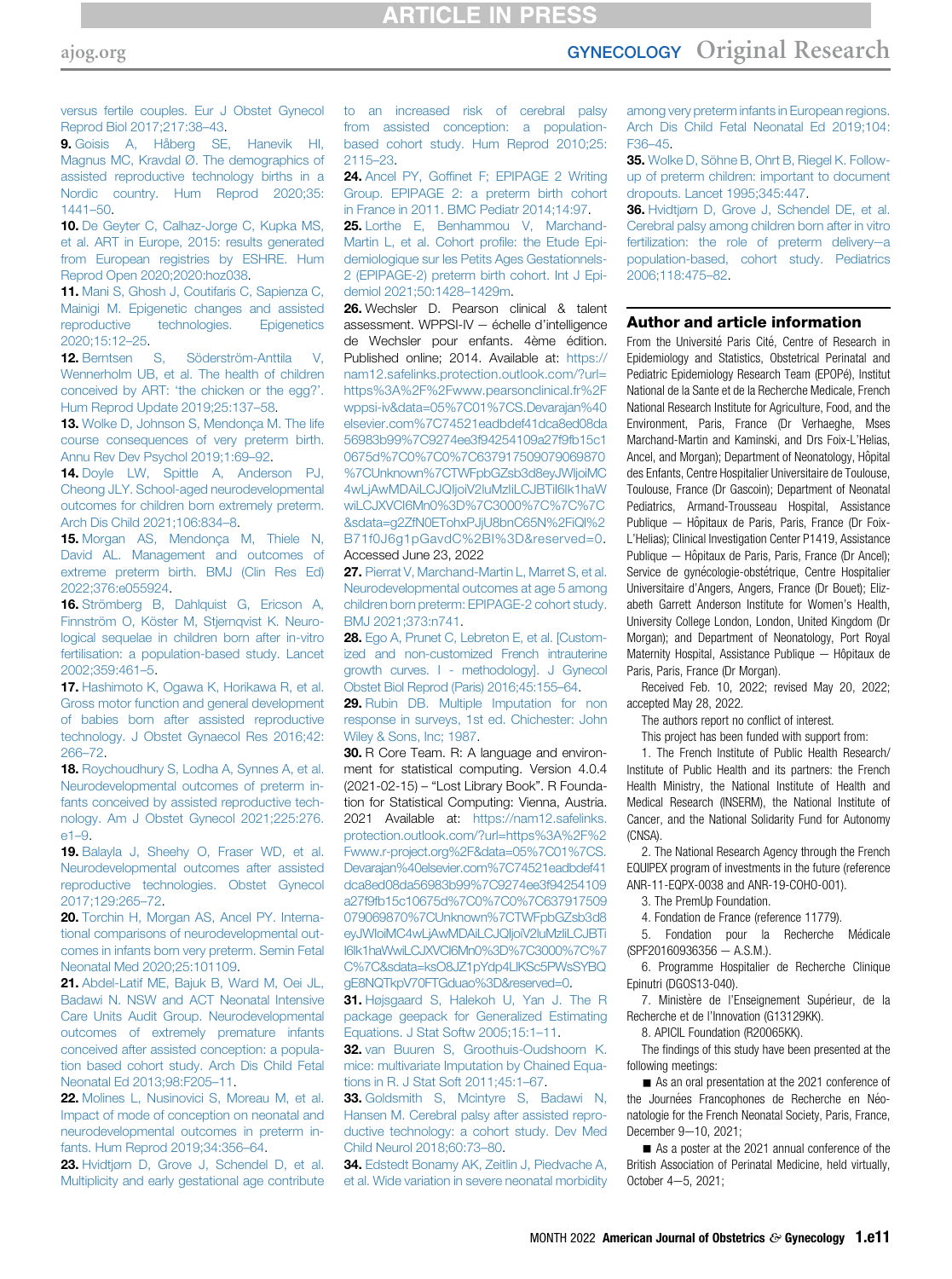versus fertile couples. Eur J Obstet Gynecol Reprod Biol 2017;217:38–43.

**9.** Goisis A, Håberg SE, Hanevik HI, Magnus MC, Kravdal Ø. The demographics of assisted reproductive technology births in a Nordic country. Hum Reprod 2020;35:1441–50.

**10.** De Geyter C, Calhaz-Jorge C, Kupka MS, et al. ART in Europe, 2015: results generated from European registries by ESHRE. Hum Reprod Open 2020;2020:hoz038.

**11.** Mani S, Ghosh J, Coutifaris C, Sapienza C, Mainigi M. Epigenetic changes and assisted reproductive technologies. Epigenetics 2020;15:12–25.

**12.** Berntsen S, Söderström-Anttila V, Wennerholm UB, et al. The health of children conceived by ART: 'the chicken or the egg?'. Hum Reprod Update 2019;25:137–58.

**13.** Wolke D, Johnson S, Mendonça M. The life course consequences of very preterm birth. Annu Rev Dev Psychol 2019;1:69–92.

**14.** Doyle LW, Spittle A, Anderson PJ, Cheong JLY. School-aged neurodevelopmental outcomes for children born extremely preterm. Arch Dis Child 2021;106:834–8.

**15.** Morgan AS, Mendonça M, Thiele N, David AL. Management and outcomes of extreme preterm birth. BMJ (Clin Res Ed) 2022;376:e055924.

**16.** Strömberg B, Dahlquist G, Ericson A, Finnström O, Köster M, Stjernqvist K. Neurological sequelae in children born after in-vitro fertilisation: a population-based study. Lancet 2002;359:461–5.

**17.** Hashimoto K, Ogawa K, Horikawa R, et al. Gross motor function and general development of babies born after assisted reproductive technology. J Obstet Gynaecol Res 2016;42:266–72.

**18.** Roychoudhury S, Lodha A, Synnes A, et al. Neurodevelopmental outcomes of preterm infants conceived by assisted reproductive technology. Am J Obstet Gynecol 2021;225:276.e1–9.

**19.** Balayla J, Sheehy O, Fraser WD, et al. Neurodevelopmental outcomes after assisted reproductive technologies. Obstet Gynecol 2017;129:265–72.

**20.** Torchin H, Morgan AS, Ancel PY. International comparisons of neurodevelopmental outcomes in infants born very preterm. Semin Fetal Neonatal Med 2020;25:101109.

**21.** Abdel-Latif ME, Bajuk B, Ward M, Oei JL, Badawi N. NSW and ACT Neonatal Intensive Care Units Audit Group. Neurodevelopmental outcomes of extremely premature infants conceived after assisted conception: a population based cohort study. Arch Dis Child Fetal Neonatal Ed 2013;98:F205–11.

**22.** Molines L, Nusinovici S, Moreau M, et al. Impact of mode of conception on neonatal and neurodevelopmental outcomes in preterm infants. Hum Reprod 2019;34:356–64.

**23.** Hvidtjørn D, Grove J, Schendel D, et al. Multiplicity and early gestational age contribute to an increased risk of cerebral palsy from assisted conception: a population-based cohort study. Hum Reprod 2010;25:2115–23.

**24.** Ancel PY, Goffinet F; EPIPAGE 2 Writing Group. EPIPAGE 2: a preterm birth cohort in France in 2011. BMC Pediatr 2014;14:97.

**25.** Lorthe E, Benhammou V, Marchand-Martin L, et al. Cohort profile: the Etude Epidemiologique sur les Petits Ages Gestationnels-2 (EPIPAGE-2) preterm birth cohort. Int J Epidemiol 2021;50:1428–1429m.

**26.** Wechsler D. Pearson clinical & talent assessment. WPPSI-IV – échelle d'intelligence de Wechsler pour enfants. 4ème édition. Published online; 2014. Available at: https://nam12.safelinks.protection.outlook.com/?url=https%3A%2F%2Fwww.pearsonclinical.fr%2Fwppsi-iv&data=05%7C01%7CS.Devarajan%40elsevier.com%7C74521eadbdef41dca8ed08da56983b99%7C9274ee3f94254109a27f9fb15c10675d%7C0%7C0%7C637917509079069870%7CUnknown%7CTWFpbGZsb3d8eyJWIjoiMC4wLjAwMDAiLCJQIjoiV2luMzIiLCJBTiI6Ik1haWwiLCJXVCI6Mn0%3D%7C3000%7C%7C%7C&sdata=g2ZfN0ETohxPJjU8bnC65N%2FiQl%2B71f0J6g1pGavdC%2BI%3D&reserved=0. Accessed June 23, 2022.

**27.** Pierrat V, Marchand-Martin L, Marret S, et al. Neurodevelopmental outcomes at age 5 among children born preterm: EPIPAGE-2 cohort study. BMJ 2021;373:n741.

**28.** Ego A, Prunet C, Lebreton E, et al. [Customized and non-customized French intrauterine growth curves. I - methodology]. J Gynecol Obstet Biol Reprod (Paris) 2016;45:155–64.

**29.** Rubin DB. Multiple Imputation for non response in surveys, 1st ed. Chichester: John Wiley & Sons, Inc; 1987.

**30.** R Core Team. R: A language and environment for statistical computing. Version 4.0.4 (2021-02-15) – "Lost Library Book". R Foundation for Statistical Computing: Vienna, Austria. 2021 Available at: https://nam12.safelinks.protection.outlook.com/?url=https%3A%2F%2Fwww.r-project.org%2F&data=05%7C01%7CS.Devarajan%40elsevier.com%7C74521eadbdef41dca8ed08da56983b99%7C9274ee3f94254109a27f9fb15c10675d%7C0%7C0%7C637917509079069870%7CUnknown%7CTWFpbGZsb3d8eyJWIjoiMC4wLjAwMDAiLCJQIjoiV2luMzIiLCJBTiI6Ik1haWwiLCJXVCI6Mn0%3D%7C3000%7C%7C%7C&sdata=ksO8JZ1pYdp4LlKSc5PWsSYBQgE8NQTkpV70FTGduao%3D&reserved=0.

**31.** Højsgaard S, Halekoh U, Yan J. The R package geepack for Generalized Estimating Equations. J Stat Softw 2005;15:1–11.

**32.** van Buuren S, Groothuis-Oudshoorn K. mice: multivariate Imputation by Chained Equations in R. J Stat Soft 2011;45:1–67.

**33.** Goldsmith S, Mcintyre S, Badawi N, Hansen M. Cerebral palsy after assisted reproductive technology: a cohort study. Dev Med Child Neurol 2018;60:73–80.

**34.** Edstedt Bonamy AK, Zeitlin J, Piedvache A, et al. Wide variation in severe neonatal morbidity among very preterm infants in European regions. Arch Dis Child Fetal Neonatal Ed 2019;104:F36–45.

**35.** Wolke D, Söhne B, Ohrt B, Riegel K. Follow-up of preterm children: important to document dropouts. Lancet 1995;345:447.

**36.** Hvidtjørn D, Grove J, Schendel DE, et al. Cerebral palsy among children born after in vitro fertilization: the role of preterm delivery—a population-based, cohort study. Pediatrics 2006;118:475–82.

## Author and article information

From the Université Paris Cité, Centre of Research in Epidemiology and Statistics, Obstetrical Perinatal and Pediatric Epidemiology Research Team (EPOPé), Institut National de la Sante et de la Recherche Medicale, French National Research Institute for Agriculture, Food, and the Environment, Paris, France (Dr Verhaeghe, Mses Marchand-Martin and Kaminski, and Drs Foix-L'Helias, Ancel, and Morgan); Department of Neonatology, Hôpital des Enfants, Centre Hospitalier Universitaire de Toulouse, Toulouse, France (Dr Gascoin); Department of Neonatal Pediatrics, Armand-Trousseau Hospital, Assistance Publique — Hôpitaux de Paris, Paris, France (Dr Foix-L'Helias); Clinical Investigation Center P1419, Assistance Publique — Hôpitaux de Paris, Paris, France (Dr Ancel); Service de gynécologie-obstétrique, Centre Hospitalier Universitaire d'Angers, Angers, France (Dr Bouet); Elizabeth Garrett Anderson Institute for Women's Health, University College London, London, United Kingdom (Dr Morgan); and Department of Neonatology, Port Royal Maternity Hospital, Assistance Publique — Hôpitaux de Paris, Paris, France (Dr Morgan).

Received Feb. 10, 2022; revised May 20, 2022; accepted May 28, 2022.

The authors report no conflict of interest.

This project has been funded with support from:

1. The French Institute of Public Health Research/Institute of Public Health and its partners: the French Health Ministry, the National Institute of Health and Medical Research (INSERM), the National Institute of Cancer, and the National Solidarity Fund for Autonomy (CNSA).

2. The National Research Agency through the French EQUIPEX program of investments in the future (reference ANR-11-EQPX-0038 and ANR-19-COHO-001).

3. The PremUp Foundation.

4. Fondation de France (reference 11779).

5. Fondation pour la Recherche Médicale (SPF20160936356 — A.S.M.).

6. Programme Hospitalier de Recherche Clinique Epinutri (DGOS13-040).

7. Ministère de l'Enseignement Supérieur, de la Recherche et de l'Innovation (G13129KK).

8. APICIL Foundation (R20065KK).

The findings of this study have been presented at the following meetings:

- As an oral presentation at the 2021 conference of the Journées Francophones de Recherche en Néonatologie for the French Neonatal Society, Paris, France, December 9—10, 2021;
- As a poster at the 2021 annual conference of the British Association of Perinatal Medicine, held virtually, October 4—5, 2021;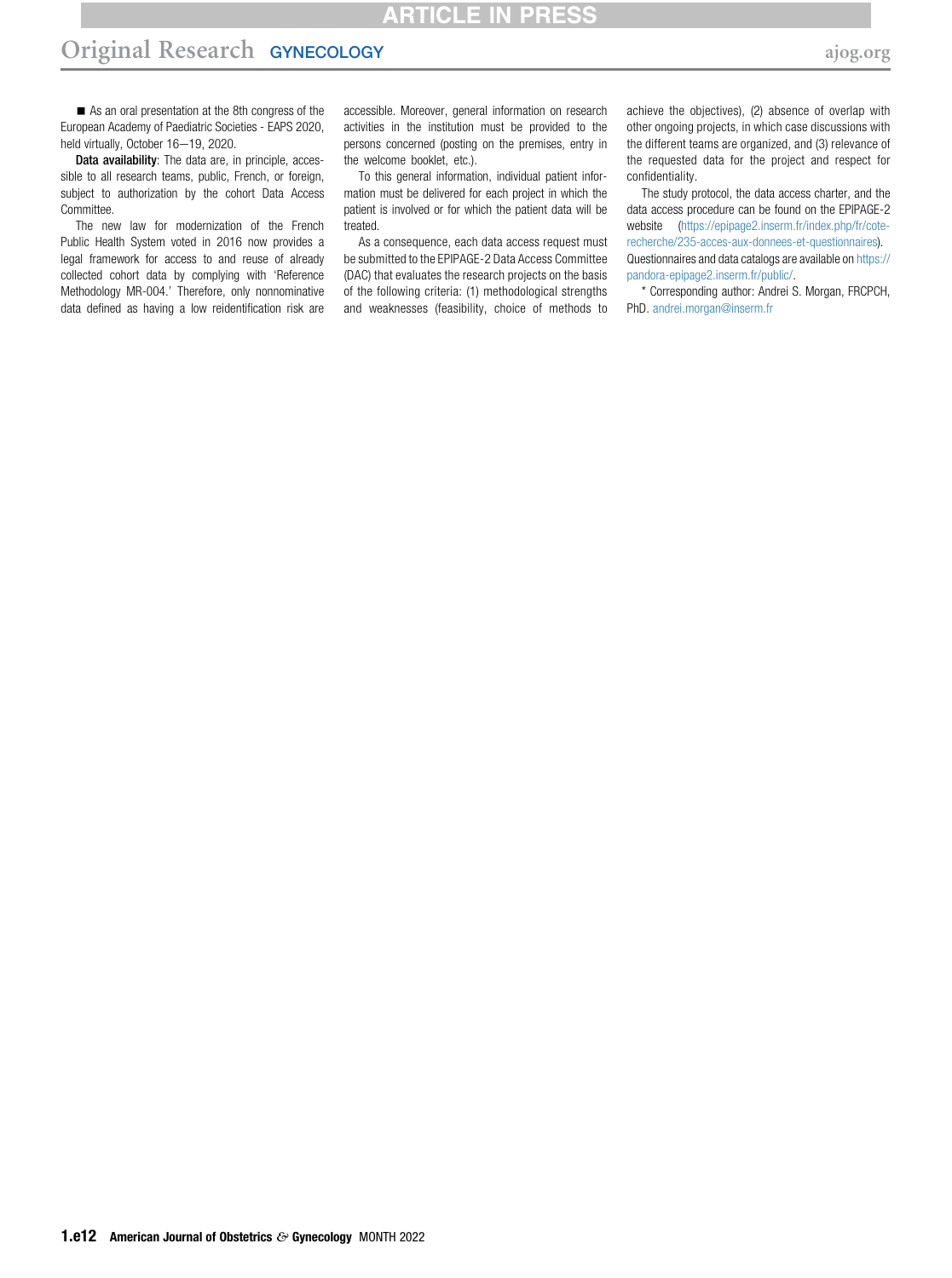■ As an oral presentation at the 8th congress of the European Academy of Paediatric Societies - EAPS 2020, held virtually, October 16—19, 2020.

**Data availability**: The data are, in principle, accessible to all research teams, public, French, or foreign, subject to authorization by the cohort Data Access Committee.

The new law for modernization of the French Public Health System voted in 2016 now provides a legal framework for access to and reuse of already collected cohort data by complying with 'Reference Methodology MR-004.' Therefore, only nonnominative data defined as having a low reidentification risk are accessible. Moreover, general information on research activities in the institution must be provided to the persons concerned (posting on the premises, entry in the welcome booklet, etc.).

To this general information, individual patient information must be delivered for each project in which the patient is involved or for which the patient data will be treated.

As a consequence, each data access request must be submitted to the EPIPAGE-2 Data Access Committee (DAC) that evaluates the research projects on the basis of the following criteria: (1) methodological strengths and weaknesses (feasibility, choice of methods to achieve the objectives), (2) absence of overlap with other ongoing projects, in which case discussions with the different teams are organized, and (3) relevance of the requested data for the project and respect for confidentiality.

The study protocol, the data access charter, and the data access procedure can be found on the EPIPAGE-2 website (https://epipage2.inserm.fr/index.php/fr/cote-recherche/235-acces-aux-donnees-et-questionnaires). Questionnaires and data catalogs are available on https://pandora-epipage2.inserm.fr/public/.

* Corresponding author: Andrei S. Morgan, FRCPCH, PhD. andrei.morgan@inserm.fr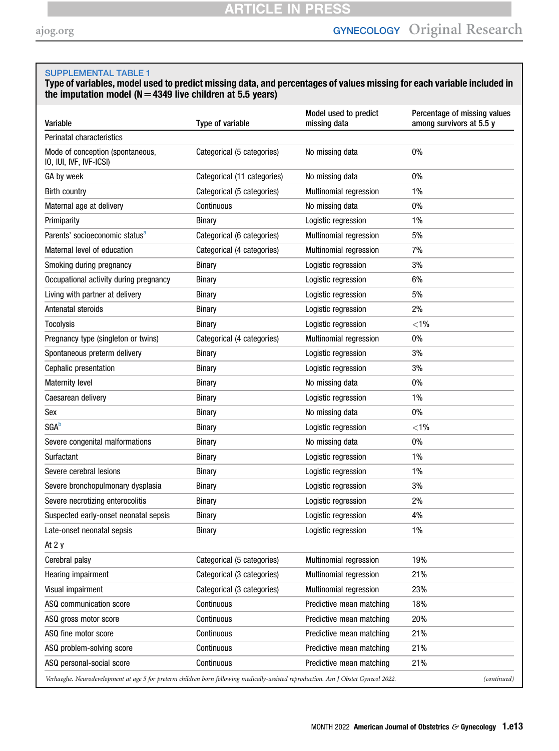SUPPLEMENTAL TABLE 1

**Type of variables, model used to predict missing data, and percentages of values missing for each variable included in the imputation model (N = 4349 live children at 5.5 years)**

| Variable | Type of variable | Model used to predict missing data | Percentage of missing values among survivors at 5.5 y |
|---|---|---|---|
| Perinatal characteristics | | | |
| Mode of conception (spontaneous, IO, IUI, IVF, IVF-ICSI) | Categorical (5 categories) | No missing data | 0% |
| GA by week | Categorical (11 categories) | No missing data | 0% |
| Birth country | Categorical (5 categories) | Multinomial regression | 1% |
| Maternal age at delivery | Continuous | No missing data | 0% |
| Primiparity | Binary | Logistic regression | 1% |
| Parents' socioeconomic status[a] | Categorical (6 categories) | Multinomial regression | 5% |
| Maternal level of education | Categorical (4 categories) | Multinomial regression | 7% |
| Smoking during pregnancy | Binary | Logistic regression | 3% |
| Occupational activity during pregnancy | Binary | Logistic regression | 6% |
| Living with partner at delivery | Binary | Logistic regression | 5% |
| Antenatal steroids | Binary | Logistic regression | 2% |
| Tocolysis | Binary | Logistic regression | <1% |
| Pregnancy type (singleton or twins) | Categorical (4 categories) | Multinomial regression | 0% |
| Spontaneous preterm delivery | Binary | Logistic regression | 3% |
| Cephalic presentation | Binary | Logistic regression | 3% |
| Maternity level | Binary | No missing data | 0% |
| Caesarean delivery | Binary | Logistic regression | 1% |
| Sex | Binary | No missing data | 0% |
| SGA[b] | Binary | Logistic regression | <1% |
| Severe congenital malformations | Binary | No missing data | 0% |
| Surfactant | Binary | Logistic regression | 1% |
| Severe cerebral lesions | Binary | Logistic regression | 1% |
| Severe bronchopulmonary dysplasia | Binary | Logistic regression | 3% |
| Severe necrotizing enterocolitis | Binary | Logistic regression | 2% |
| Suspected early-onset neonatal sepsis | Binary | Logistic regression | 4% |
| Late-onset neonatal sepsis | Binary | Logistic regression | 1% |
| At 2 y | | | |
| Cerebral palsy | Categorical (5 categories) | Multinomial regression | 19% |
| Hearing impairment | Categorical (3 categories) | Multinomial regression | 21% |
| Visual impairment | Categorical (3 categories) | Multinomial regression | 23% |
| ASQ communication score | Continuous | Predictive mean matching | 18% |
| ASQ gross motor score | Continuous | Predictive mean matching | 20% |
| ASQ fine motor score | Continuous | Predictive mean matching | 21% |
| ASQ problem-solving score | Continuous | Predictive mean matching | 21% |
| ASQ personal-social score | Continuous | Predictive mean matching | 21% |

*Verhaeghe. Neurodevelopment at age 5 for preterm children born following medically-assisted reproduction. Am J Obstet Gynecol 2022.* (continued)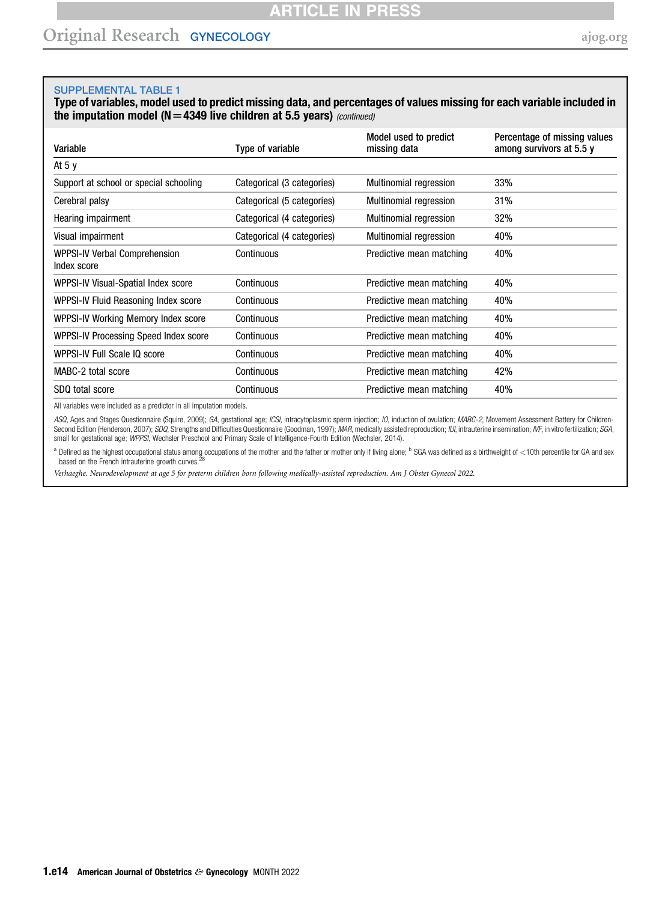**SUPPLEMENTAL TABLE 1**

**Type of variables, model used to predict missing data, and percentages of values missing for each variable included in the imputation model (N = 4349 live children at 5.5 years)** *(continued)*

| Variable | Type of variable | Model used to predict missing data | Percentage of missing values among survivors at 5.5 y |
|---|---|---|---|
| At 5 y | | | |
| Support at school or special schooling | Categorical (3 categories) | Multinomial regression | 33% |
| Cerebral palsy | Categorical (5 categories) | Multinomial regression | 31% |
| Hearing impairment | Categorical (4 categories) | Multinomial regression | 32% |
| Visual impairment | Categorical (4 categories) | Multinomial regression | 40% |
| WPPSI-IV Verbal Comprehension Index score | Continuous | Predictive mean matching | 40% |
| WPPSI-IV Visual-Spatial Index score | Continuous | Predictive mean matching | 40% |
| WPPSI-IV Fluid Reasoning Index score | Continuous | Predictive mean matching | 40% |
| WPPSI-IV Working Memory Index score | Continuous | Predictive mean matching | 40% |
| WPPSI-IV Processing Speed Index score | Continuous | Predictive mean matching | 40% |
| WPPSI-IV Full Scale IQ score | Continuous | Predictive mean matching | 40% |
| MABC-2 total score | Continuous | Predictive mean matching | 42% |
| SDQ total score | Continuous | Predictive mean matching | 40% |

All variables were included as a predictor in all imputation models.

*ASQ*, Ages and Stages Questionnaire (Squire, 2009); *GA*, gestational age; *ICSI*, intracytoplasmic sperm injection; *IO*, induction of ovulation; *MABC-2*, Movement Assessment Battery for Children-Second Edition (Henderson, 2007); *SDQ*, Strengths and Difficulties Questionnaire (Goodman, 1997); *MAR*, medically assisted reproduction; *IUI*, intrauterine insemination; *IVF*, in vitro fertilization; *SGA*, small for gestational age; *WPPSI*, Wechsler Preschool and Primary Scale of Intelligence-Fourth Edition (Wechsler, 2014).

[a] Defined as the highest occupational status among occupations of the mother and the father or mother only if living alone; [b] SGA was defined as a birthweight of <10th percentile for GA and sex based on the French intrauterine growth curves.[28]

*Verhaeghe. Neurodevelopment at age 5 for preterm children born following medically-assisted reproduction. Am J Obstet Gynecol 2022.*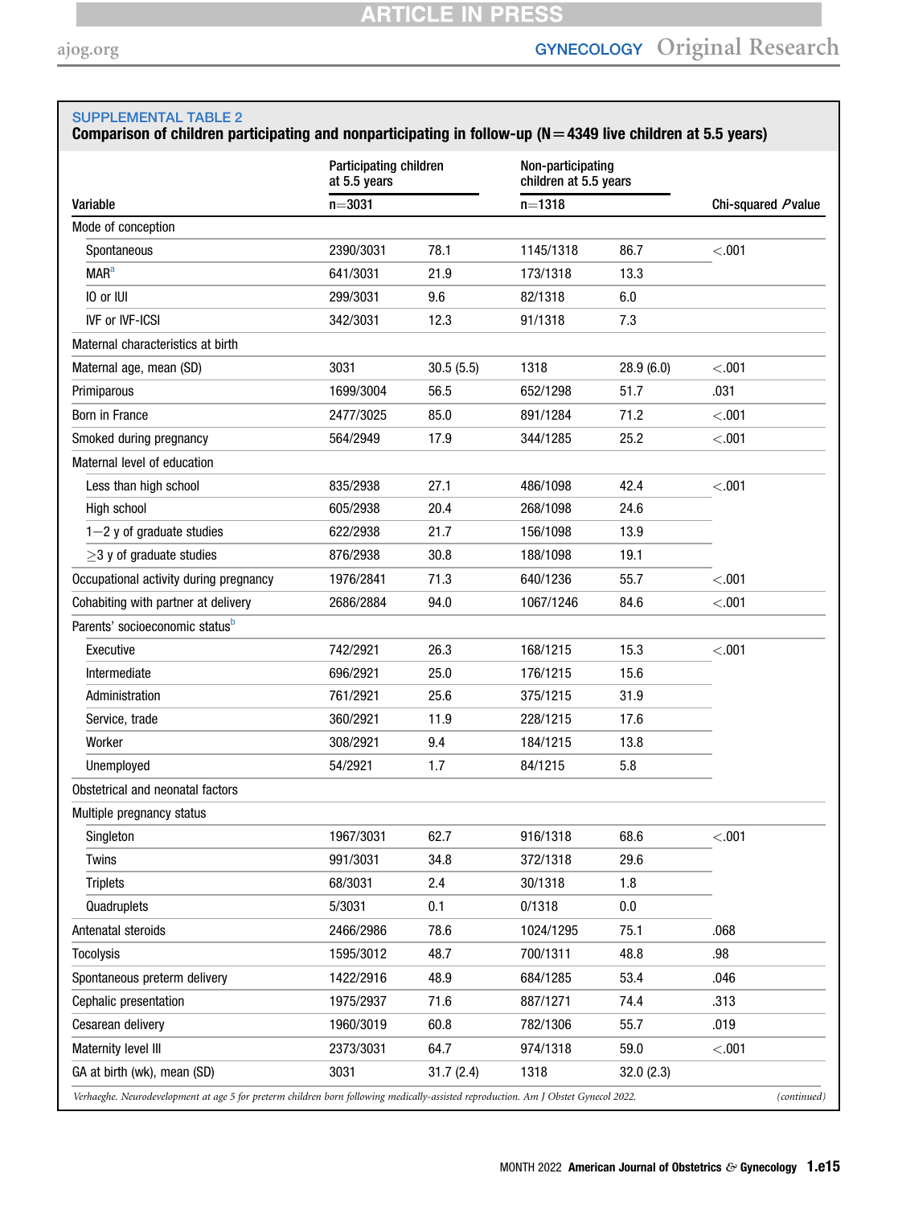SUPPLEMENTAL TABLE 2

**Comparison of children participating and nonparticipating in follow-up (N=4349 live children at 5.5 years)**

| Variable | Participating children at 5.5 years n=3031 | | Non-participating children at 5.5 years n=1318 | | Chi-squared *P* value |
|---|---|---|---|---|---|
| Mode of conception | | | | | |
| Spontaneous | 2390/3031 | 78.1 | 1145/1318 | 86.7 | <.001 |
| MAR[a] | 641/3031 | 21.9 | 173/1318 | 13.3 | |
| IO or IUI | 299/3031 | 9.6 | 82/1318 | 6.0 | |
| IVF or IVF-ICSI | 342/3031 | 12.3 | 91/1318 | 7.3 | |
| Maternal characteristics at birth | | | | | |
| Maternal age, mean (SD) | 3031 | 30.5 (5.5) | 1318 | 28.9 (6.0) | <.001 |
| Primiparous | 1699/3004 | 56.5 | 652/1298 | 51.7 | .031 |
| Born in France | 2477/3025 | 85.0 | 891/1284 | 71.2 | <.001 |
| Smoked during pregnancy | 564/2949 | 17.9 | 344/1285 | 25.2 | <.001 |
| Maternal level of education | | | | | |
| Less than high school | 835/2938 | 27.1 | 486/1098 | 42.4 | <.001 |
| High school | 605/2938 | 20.4 | 268/1098 | 24.6 | |
| 1−2 y of graduate studies | 622/2938 | 21.7 | 156/1098 | 13.9 | |
| ≥3 y of graduate studies | 876/2938 | 30.8 | 188/1098 | 19.1 | |
| Occupational activity during pregnancy | 1976/2841 | 71.3 | 640/1236 | 55.7 | <.001 |
| Cohabiting with partner at delivery | 2686/2884 | 94.0 | 1067/1246 | 84.6 | <.001 |
| Parents' socioeconomic status[b] | | | | | |
| Executive | 742/2921 | 26.3 | 168/1215 | 15.3 | <.001 |
| Intermediate | 696/2921 | 25.0 | 176/1215 | 15.6 | |
| Administration | 761/2921 | 25.6 | 375/1215 | 31.9 | |
| Service, trade | 360/2921 | 11.9 | 228/1215 | 17.6 | |
| Worker | 308/2921 | 9.4 | 184/1215 | 13.8 | |
| Unemployed | 54/2921 | 1.7 | 84/1215 | 5.8 | |
| Obstetrical and neonatal factors | | | | | |
| Multiple pregnancy status | | | | | |
| Singleton | 1967/3031 | 62.7 | 916/1318 | 68.6 | <.001 |
| Twins | 991/3031 | 34.8 | 372/1318 | 29.6 | |
| Triplets | 68/3031 | 2.4 | 30/1318 | 1.8 | |
| Quadruplets | 5/3031 | 0.1 | 0/1318 | 0.0 | |
| Antenatal steroids | 2466/2986 | 78.6 | 1024/1295 | 75.1 | .068 |
| Tocolysis | 1595/3012 | 48.7 | 700/1311 | 48.8 | .98 |
| Spontaneous preterm delivery | 1422/2916 | 48.9 | 684/1285 | 53.4 | .046 |
| Cephalic presentation | 1975/2937 | 71.6 | 887/1271 | 74.4 | .313 |
| Cesarean delivery | 1960/3019 | 60.8 | 782/1306 | 55.7 | .019 |
| Maternity level III | 2373/3031 | 64.7 | 974/1318 | 59.0 | <.001 |
| GA at birth (wk), mean (SD) | 3031 | 31.7 (2.4) | 1318 | 32.0 (2.3) | |

*Verhaeghe. Neurodevelopment at age 5 for preterm children born following medically-assisted reproduction. Am J Obstet Gynecol 2022.* (continued)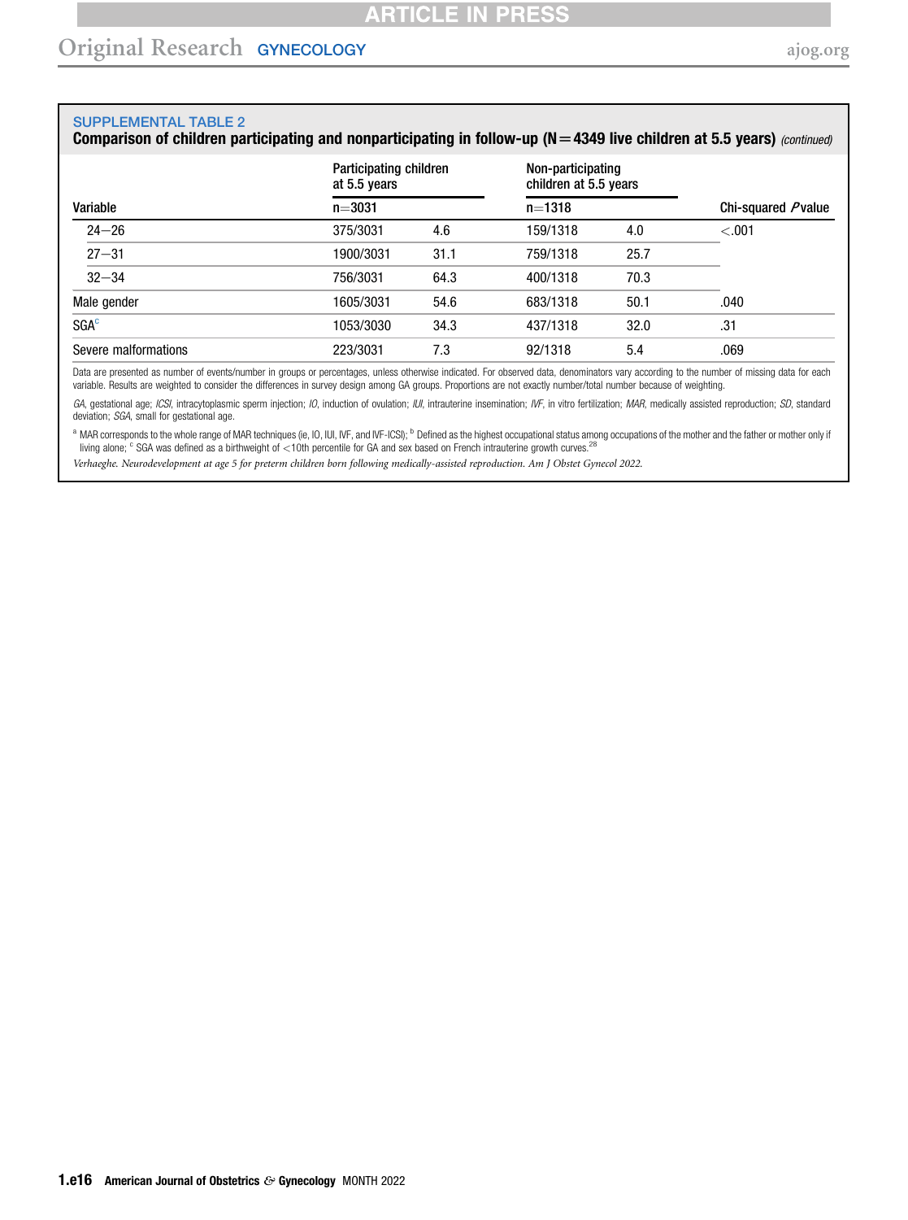**SUPPLEMENTAL TABLE 2**

**Comparison of children participating and nonparticipating in follow-up (N=4349 live children at 5.5 years)** *(continued)*

| Variable | Participating children at 5.5 years | | Non-participating children at 5.5 years | | Chi-squared *P* value |
|---|---|---|---|---|---|
| | n=3031 | | n=1318 | | |
| 24–26 | 375/3031 | 4.6 | 159/1318 | 4.0 | <.001 |
| 27–31 | 1900/3031 | 31.1 | 759/1318 | 25.7 | |
| 32–34 | 756/3031 | 64.3 | 400/1318 | 70.3 | |
| Male gender | 1605/3031 | 54.6 | 683/1318 | 50.1 | .040 |
| SGA[c] | 1053/3030 | 34.3 | 437/1318 | 32.0 | .31 |
| Severe malformations | 223/3031 | 7.3 | 92/1318 | 5.4 | .069 |

Data are presented as number of events/number in groups or percentages, unless otherwise indicated. For observed data, denominators vary according to the number of missing data for each variable. Results are weighted to consider the differences in survey design among GA groups. Proportions are not exactly number/total number because of weighting.

*GA*, gestational age; *ICSI*, intracytoplasmic sperm injection; *IO*, induction of ovulation; *IUI*, intrauterine insemination; *IVF*, in vitro fertilization; *MAR*, medically assisted reproduction; *SD*, standard deviation; *SGA*, small for gestational age.

[a] MAR corresponds to the whole range of MAR techniques (ie, IO, IUI, IVF, and IVF-ICSI); [b] Defined as the highest occupational status among occupations of the mother and the father or mother only if living alone; [c] SGA was defined as a birthweight of <10th percentile for GA and sex based on French intrauterine growth curves.[28]

*Verhaeghe. Neurodevelopment at age 5 for preterm children born following medically-assisted reproduction. Am J Obstet Gynecol 2022.*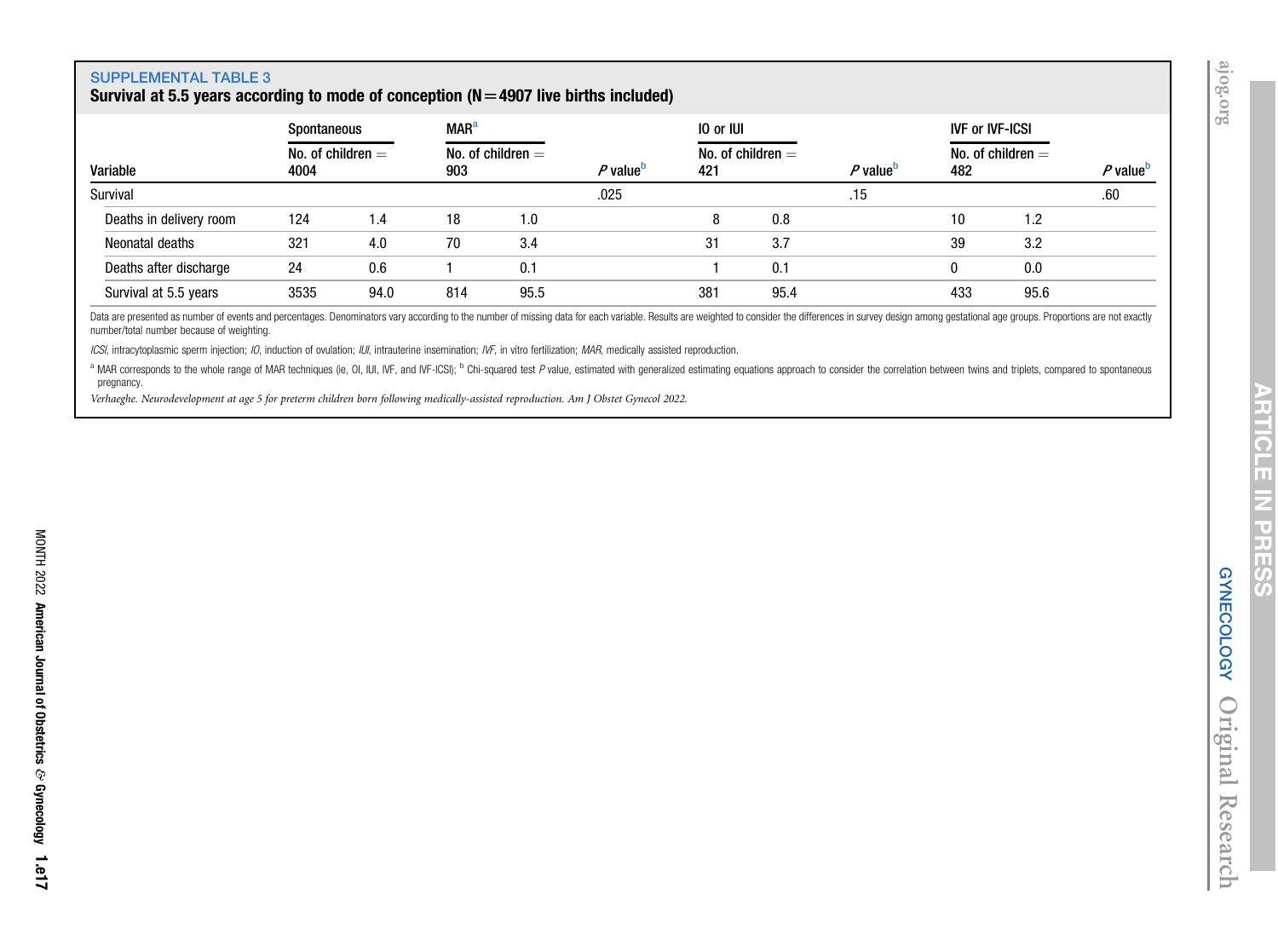SUPPLEMENTAL TABLE 3

**Survival at 5.5 years according to mode of conception (N=4907 live births included)**

| Variable | Spontaneous | | MAR[a] | | | IO or IUI | | | IVF or IVF-ICSI | | |
|---|---|---|---|---|---|---|---|---|---|---|---|
| | No. of children = 4004 | | No. of children = 903 | | *P* value[b] | No. of children = 421 | | *P* value[b] | No. of children = 482 | | *P* value[b] |
| Survival | | | | | .025 | | | .15 | | | .60 |
| Deaths in delivery room | 124 | 1.4 | 18 | 1.0 | | 8 | 0.8 | | 10 | 1.2 | |
| Neonatal deaths | 321 | 4.0 | 70 | 3.4 | | 31 | 3.7 | | 39 | 3.2 | |
| Deaths after discharge | 24 | 0.6 | 1 | 0.1 | | 1 | 0.1 | | 0 | 0.0 | |
| Survival at 5.5 years | 3535 | 94.0 | 814 | 95.5 | | 381 | 95.4 | | 433 | 95.6 | |

Data are presented as number of events and percentages. Denominators vary according to the number of missing data for each variable. Results are weighted to consider the differences in survey design among gestational age groups. Proportions are not exactly number/total number because of weighting.

*ICSI*, intracytoplasmic sperm injection; *IO*, induction of ovulation; *IUI*, intrauterine insemination; *IVF*, in vitro fertilization; *MAR*, medically assisted reproduction.

[a] MAR corresponds to the whole range of MAR techniques (ie, OI, IUI, IVF, and IVF-ICSI); [b] Chi-squared test *P* value, estimated with generalized estimating equations approach to consider the correlation between twins and triplets, compared to spontaneous pregnancy.

*Verhaeghe. Neurodevelopment at age 5 for preterm children born following medically-assisted reproduction. Am J Obstet Gynecol 2022.*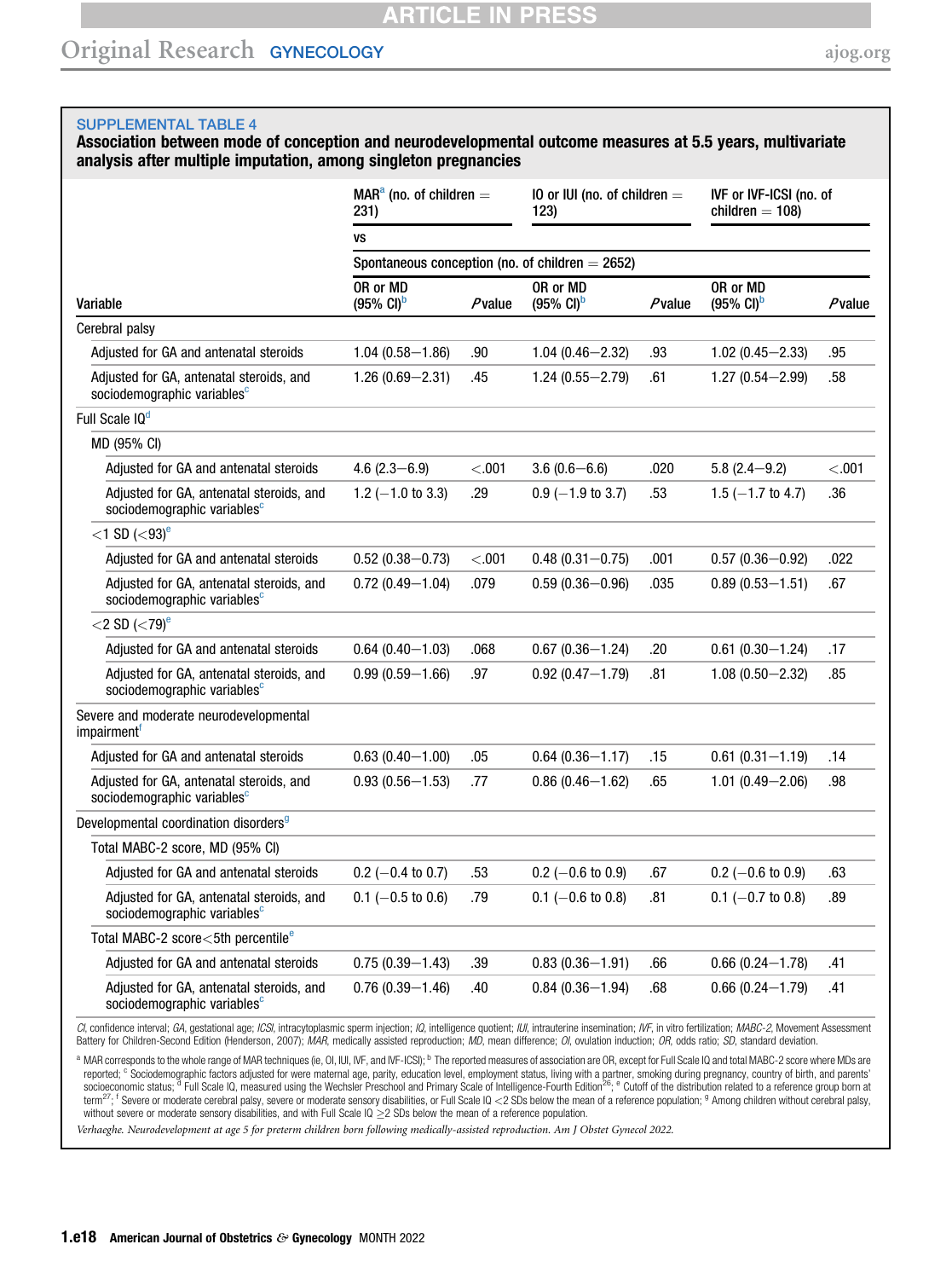SUPPLEMENTAL TABLE 4

**Association between mode of conception and neurodevelopmental outcome measures at 5.5 years, multivariate analysis after multiple imputation, among singleton pregnancies**

| Variable | MAR[a] (no. of children = 231) | | IO or IUI (no. of children = 123) | | IVF or IVF-ICSI (no. of children = 108) | |
|---|---|---|---|---|---|---|
| | vs | | | | | |
| | Spontaneous conception (no. of children = 2652) | | | | | |
| | OR or MD (95% CI)[b] | P value | OR or MD (95% CI)[b] | P value | OR or MD (95% CI)[b] | P value |
| **Cerebral palsy** | | | | | | |
| Adjusted for GA and antenatal steroids | 1.04 (0.58–1.86) | .90 | 1.04 (0.46–2.32) | .93 | 1.02 (0.45–2.33) | .95 |
| Adjusted for GA, antenatal steroids, and sociodemographic variables[c] | 1.26 (0.69–2.31) | .45 | 1.24 (0.55–2.79) | .61 | 1.27 (0.54–2.99) | .58 |
| **Full Scale IQ[d]** | | | | | | |
| MD (95% CI) | | | | | | |
| Adjusted for GA and antenatal steroids | 4.6 (2.3–6.9) | <.001 | 3.6 (0.6–6.6) | .020 | 5.8 (2.4–9.2) | <.001 |
| Adjusted for GA, antenatal steroids, and sociodemographic variables[c] | 1.2 (−1.0 to 3.3) | .29 | 0.9 (−1.9 to 3.7) | .53 | 1.5 (−1.7 to 4.7) | .36 |
| <1 SD (<93)[e] | | | | | | |
| Adjusted for GA and antenatal steroids | 0.52 (0.38–0.73) | <.001 | 0.48 (0.31–0.75) | .001 | 0.57 (0.36–0.92) | .022 |
| Adjusted for GA, antenatal steroids, and sociodemographic variables[c] | 0.72 (0.49–1.04) | .079 | 0.59 (0.36–0.96) | .035 | 0.89 (0.53–1.51) | .67 |
| <2 SD (<79)[e] | | | | | | |
| Adjusted for GA and antenatal steroids | 0.64 (0.40–1.03) | .068 | 0.67 (0.36–1.24) | .20 | 0.61 (0.30–1.24) | .17 |
| Adjusted for GA, antenatal steroids, and sociodemographic variables[c] | 0.99 (0.59–1.66) | .97 | 0.92 (0.47–1.79) | .81 | 1.08 (0.50–2.32) | .85 |
| **Severe and moderate neurodevelopmental impairment[f]** | | | | | | |
| Adjusted for GA and antenatal steroids | 0.63 (0.40–1.00) | .05 | 0.64 (0.36–1.17) | .15 | 0.61 (0.31–1.19) | .14 |
| Adjusted for GA, antenatal steroids, and sociodemographic variables[c] | 0.93 (0.56–1.53) | .77 | 0.86 (0.46–1.62) | .65 | 1.01 (0.49–2.06) | .98 |
| **Developmental coordination disorders[g]** | | | | | | |
| Total MABC-2 score, MD (95% CI) | | | | | | |
| Adjusted for GA and antenatal steroids | 0.2 (−0.4 to 0.7) | .53 | 0.2 (−0.6 to 0.9) | .67 | 0.2 (−0.6 to 0.9) | .63 |
| Adjusted for GA, antenatal steroids, and sociodemographic variables[c] | 0.1 (−0.5 to 0.6) | .79 | 0.1 (−0.6 to 0.8) | .81 | 0.1 (−0.7 to 0.8) | .89 |
| Total MABC-2 score<5th percentile[e] | | | | | | |
| Adjusted for GA and antenatal steroids | 0.75 (0.39–1.43) | .39 | 0.83 (0.36–1.91) | .66 | 0.66 (0.24–1.78) | .41 |
| Adjusted for GA, antenatal steroids, and sociodemographic variables[c] | 0.76 (0.39–1.46) | .40 | 0.84 (0.36–1.94) | .68 | 0.66 (0.24–1.79) | .41 |

*CI*, confidence interval; *GA*, gestational age; *ICSI*, intracytoplasmic sperm injection; *IQ*, intelligence quotient; *IUI*, intrauterine insemination; *IVF*, in vitro fertilization; *MABC-2*, Movement Assessment Battery for Children-Second Edition (Henderson, 2007); *MAR*, medically assisted reproduction; *MD*, mean difference; *OI*, ovulation induction; *OR*, odds ratio; *SD*, standard deviation.

[a] MAR corresponds to the whole range of MAR techniques (ie, OI, IUI, IVF, and IVF-ICSI); [b] The reported measures of association are OR, except for Full Scale IQ and total MABC-2 score where MDs are reported; [c] Sociodemographic factors adjusted for were maternal age, parity, education level, employment status, living with a partner, smoking during pregnancy, country of birth, and parents' socioeconomic status; [d] Full Scale IQ, measured using the Wechsler Preschool and Primary Scale of Intelligence-Fourth Edition[26]; [e] Cutoff of the distribution related to a reference group born at term[27]; [f] Severe or moderate cerebral palsy, severe or moderate sensory disabilities, or Full Scale IQ <2 SDs below the mean of a reference population; [g] Among children without cerebral palsy, without severe or moderate sensory disabilities, and with Full Scale IQ ≥2 SDs below the mean of a reference population.

*Verhaeghe. Neurodevelopment at age 5 for preterm children born following medically-assisted reproduction. Am J Obstet Gynecol 2022.*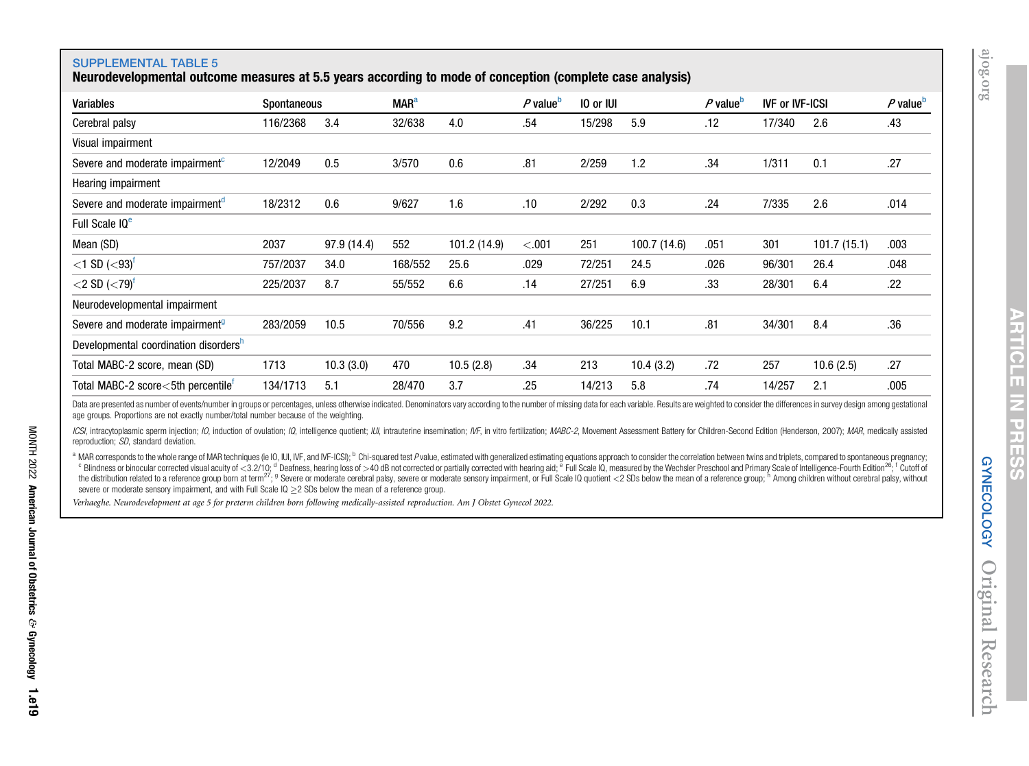**SUPPLEMENTAL TABLE 5**

**Neurodevelopmental outcome measures at 5.5 years according to mode of conception (complete case analysis)**

| Variables | Spontaneous | | MAR[a] | | *P* value[b] | IO or IUI | | *P* value[b] | IVF or IVF-ICSI | | *P* value[b] |
|---|---|---|---|---|---|---|---|---|---|---|---|
| Cerebral palsy | 116/2368 | 3.4 | 32/638 | 4.0 | .54 | 15/298 | 5.9 | .12 | 17/340 | 2.6 | .43 |
| Visual impairment | | | | | | | | | | | |
| Severe and moderate impairment[c] | 12/2049 | 0.5 | 3/570 | 0.6 | .81 | 2/259 | 1.2 | .34 | 1/311 | 0.1 | .27 |
| Hearing impairment | | | | | | | | | | | |
| Severe and moderate impairment[d] | 18/2312 | 0.6 | 9/627 | 1.6 | .10 | 2/292 | 0.3 | .24 | 7/335 | 2.6 | .014 |
| Full Scale IQ[e] | | | | | | | | | | | |
| Mean (SD) | 2037 | 97.9 (14.4) | 552 | 101.2 (14.9) | <.001 | 251 | 100.7 (14.6) | .051 | 301 | 101.7 (15.1) | .003 |
| <1 SD (<93)[f] | 757/2037 | 34.0 | 168/552 | 25.6 | .029 | 72/251 | 24.5 | .026 | 96/301 | 26.4 | .048 |
| <2 SD (<79)[f] | 225/2037 | 8.7 | 55/552 | 6.6 | .14 | 27/251 | 6.9 | .33 | 28/301 | 6.4 | .22 |
| Neurodevelopmental impairment | | | | | | | | | | | |
| Severe and moderate impairment[g] | 283/2059 | 10.5 | 70/556 | 9.2 | .41 | 36/225 | 10.1 | .81 | 34/301 | 8.4 | .36 |
| Developmental coordination disorders[h] | | | | | | | | | | | |
| Total MABC-2 score, mean (SD) | 1713 | 10.3 (3.0) | 470 | 10.5 (2.8) | .34 | 213 | 10.4 (3.2) | .72 | 257 | 10.6 (2.5) | .27 |
| Total MABC-2 score<5th percentile[f] | 134/1713 | 5.1 | 28/470 | 3.7 | .25 | 14/213 | 5.8 | .74 | 14/257 | 2.1 | .005 |

Data are presented as number of events/number in groups or percentages, unless otherwise indicated. Denominators vary according to the number of missing data for each variable. Results are weighted to consider the differences in survey design among gestational age groups. Proportions are not exactly number/total number because of the weighting.

*ICSI*, intracytoplasmic sperm injection; *IO*, induction of ovulation; *IQ*, intelligence quotient; *IUI*, intrauterine insemination; *IVF*, in vitro fertilization; *MABC-2*, Movement Assessment Battery for Children-Second Edition (Henderson, 2007); *MAR*, medically assisted reproduction; *SD*, standard deviation.

[a] MAR corresponds to the whole range of MAR techniques (ie IO, IUI, IVF, and IVF-ICSI); [b] Chi-squared test *P* value, estimated with generalized estimating equations approach to consider the correlation between twins and triplets, compared to spontaneous pregnancy; [c] Blindness or binocular corrected visual acuity of <3.2/10; [d] Deafness, hearing loss of >40 dB not corrected or partially corrected with hearing aid; [e] Full Scale IQ, measured by the Wechsler Preschool and Primary Scale of Intelligence-Fourth Edition[26]; [f] Cutoff of the distribution related to a reference group born at term[27]; [g] Severe or moderate cerebral palsy, severe or moderate sensory impairment, or Full Scale IQ quotient <2 SDs below the mean of a reference group; [h] Among children without cerebral palsy, without severe or moderate sensory impairment, and with Full Scale IQ ≥2 SDs below the mean of a reference group.

*Verhaeghe. Neurodevelopment at age 5 for preterm children born following medically-assisted reproduction. Am J Obstet Gynecol 2022.*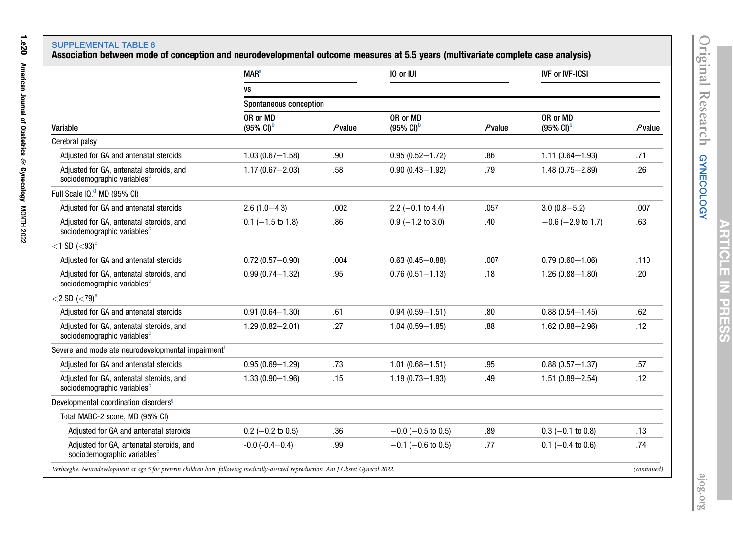**SUPPLEMENTAL TABLE 6**

**Association between mode of conception and neurodevelopmental outcome measures at 5.5 years (multivariate complete case analysis)**

| Variable | MAR[a] vs Spontaneous conception OR or MD (95% CI)[b] | P value | IO or IUI OR or MD (95% CI)[b] | P value | IVF or IVF-ICSI OR or MD (95% CI)[b] | P value |
|---|---|---|---|---|---|---|
| Cerebral palsy | | | | | | |
| Adjusted for GA and antenatal steroids | 1.03 (0.67–1.58) | .90 | 0.95 (0.52–1.72) | .86 | 1.11 (0.64–1.93) | .71 |
| Adjusted for GA, antenatal steroids, and sociodemographic variables[c] | 1.17 (0.67–2.03) | .58 | 0.90 (0.43–1.92) | .79 | 1.48 (0.75–2.89) | .26 |
| Full Scale IQ,[d] MD (95% CI) | | | | | | |
| Adjusted for GA and antenatal steroids | 2.6 (1.0–4.3) | .002 | 2.2 (−0.1 to 4.4) | .057 | 3.0 (0.8–5.2) | .007 |
| Adjusted for GA, antenatal steroids, and sociodemographic variables[c] | 0.1 (−1.5 to 1.8) | .86 | 0.9 (−1.2 to 3.0) | .40 | −0.6 (−2.9 to 1.7) | .63 |
| <1 SD (<93)[e] | | | | | | |
| Adjusted for GA and antenatal steroids | 0.72 (0.57–0.90) | .004 | 0.63 (0.45–0.88) | .007 | 0.79 (0.60–1.06) | .110 |
| Adjusted for GA, antenatal steroids, and sociodemographic variables[c] | 0.99 (0.74–1.32) | .95 | 0.76 (0.51–1.13) | .18 | 1.26 (0.88–1.80) | .20 |
| <2 SD (<79)[e] | | | | | | |
| Adjusted for GA and antenatal steroids | 0.91 (0.64–1.30) | .61 | 0.94 (0.59–1.51) | .80 | 0.88 (0.54–1.45) | .62 |
| Adjusted for GA, antenatal steroids, and sociodemographic variables[c] | 1.29 (0.82–2.01) | .27 | 1.04 (0.59–1.85) | .88 | 1.62 (0.88–2.96) | .12 |
| Severe and moderate neurodevelopmental impairment[f] | | | | | | |
| Adjusted for GA and antenatal steroids | 0.95 (0.69–1.29) | .73 | 1.01 (0.68–1.51) | .95 | 0.88 (0.57–1.37) | .57 |
| Adjusted for GA, antenatal steroids, and sociodemographic variables[c] | 1.33 (0.90–1.96) | .15 | 1.19 (0.73–1.93) | .49 | 1.51 (0.89–2.54) | .12 |
| Developmental coordination disorders[g] | | | | | | |
| Total MABC-2 score, MD (95% CI) | | | | | | |
| Adjusted for GA and antenatal steroids | 0.2 (−0.2 to 0.5) | .36 | −0.0 (−0.5 to 0.5) | .89 | 0.3 (−0.1 to 0.8) | .13 |
| Adjusted for GA, antenatal steroids, and sociodemographic variables[c] | -0.0 (-0.4–0.4) | .99 | −0.1 (−0.6 to 0.5) | .77 | 0.1 (−0.4 to 0.6) | .74 |

*Verhaeghe. Neurodevelopment at age 5 for preterm children born following medically-assisted reproduction. Am J Obstet Gynecol 2022.*

*(continued)*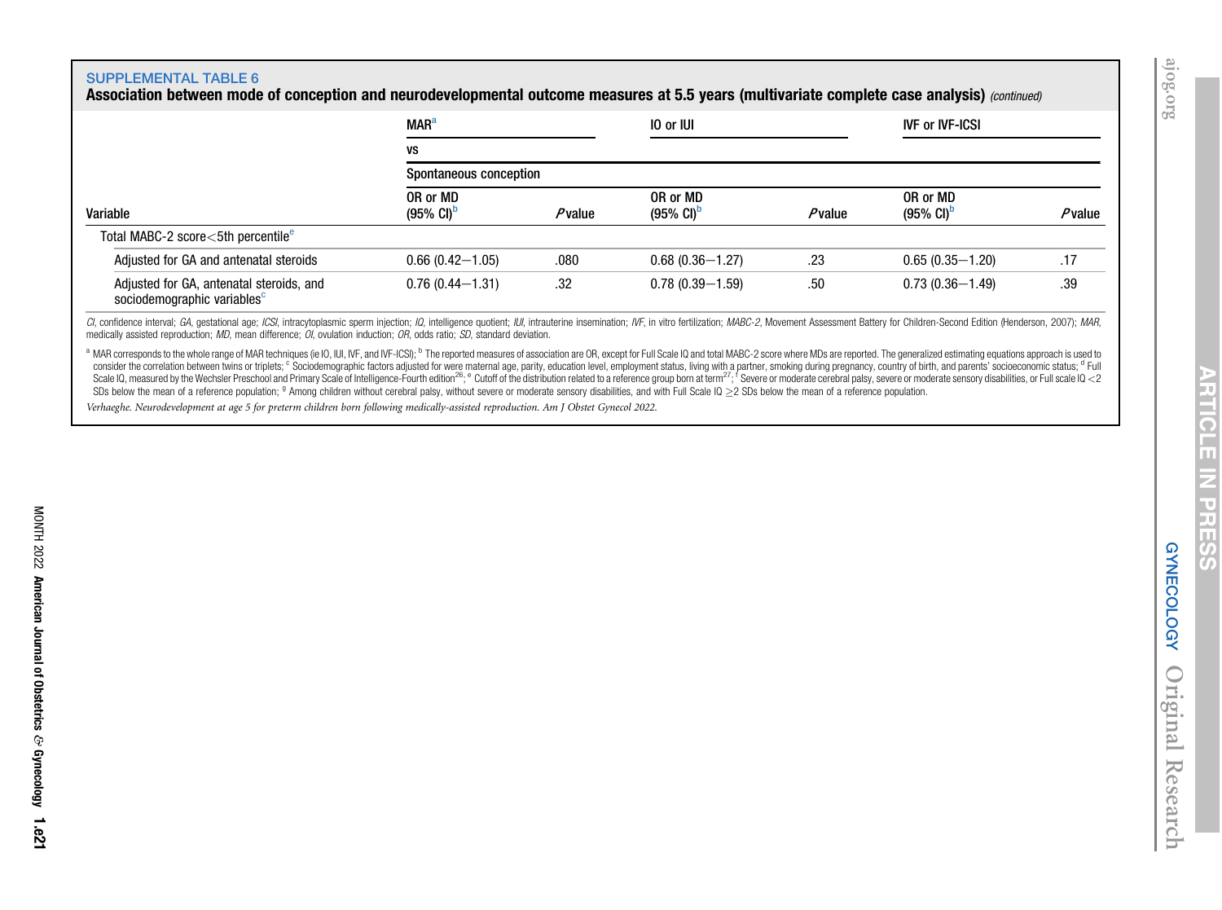**SUPPLEMENTAL TABLE 6**

**Association between mode of conception and neurodevelopmental outcome measures at 5.5 years (multivariate complete case analysis)** *(continued)*

| Variable | MAR[a] vs Spontaneous conception OR or MD (95% CI)[b] | *P* value | IO or IUI OR or MD (95% CI)[b] | *P* value | IVF or IVF-ICSI OR or MD (95% CI)[b] | *P* value |
|---|---|---|---|---|---|---|
| Total MABC-2 score<5th percentile[e] | | | | | | |
| Adjusted for GA and antenatal steroids | 0.66 (0.42−1.05) | .080 | 0.68 (0.36−1.27) | .23 | 0.65 (0.35−1.20) | .17 |
| Adjusted for GA, antenatal steroids, and sociodemographic variables[c] | 0.76 (0.44−1.31) | .32 | 0.78 (0.39−1.59) | .50 | 0.73 (0.36−1.49) | .39 |

*CI*, confidence interval; *GA*, gestational age; *ICSI*, intracytoplasmic sperm injection; *IQ*, intelligence quotient; *IUI*, intrauterine insemination; *IVF*, in vitro fertilization; *MABC-2*, Movement Assessment Battery for Children-Second Edition (Henderson, 2007); *MAR*, medically assisted reproduction; *MD*, mean difference; *OI*, ovulation induction; *OR*, odds ratio; *SD*, standard deviation.

[a] MAR corresponds to the whole range of MAR techniques (ie IO, IUI, IVF, and IVF-ICSI); [b] The reported measures of association are OR, except for Full Scale IQ and total MABC-2 score where MDs are reported. The generalized estimating equations approach is used to consider the correlation between twins or triplets; [c] Sociodemographic factors adjusted for were maternal age, parity, education level, employment status, living with a partner, smoking during pregnancy, country of birth, and parents' socioeconomic status; [d] Full Scale IQ, measured by the Wechsler Preschool and Primary Scale of Intelligence-Fourth edition[26]; [e] Cutoff of the distribution related to a reference group born at term[27]; [f] Severe or moderate cerebral palsy, severe or moderate sensory disabilities, or Full scale IQ <2 SDs below the mean of a reference population; [g] Among children without cerebral palsy, without severe or moderate sensory disabilities, and with Full Scale IQ ≥2 SDs below the mean of a reference population.

*Verhaeghe. Neurodevelopment at age 5 for preterm children born following medically-assisted reproduction. Am J Obstet Gynecol 2022.*